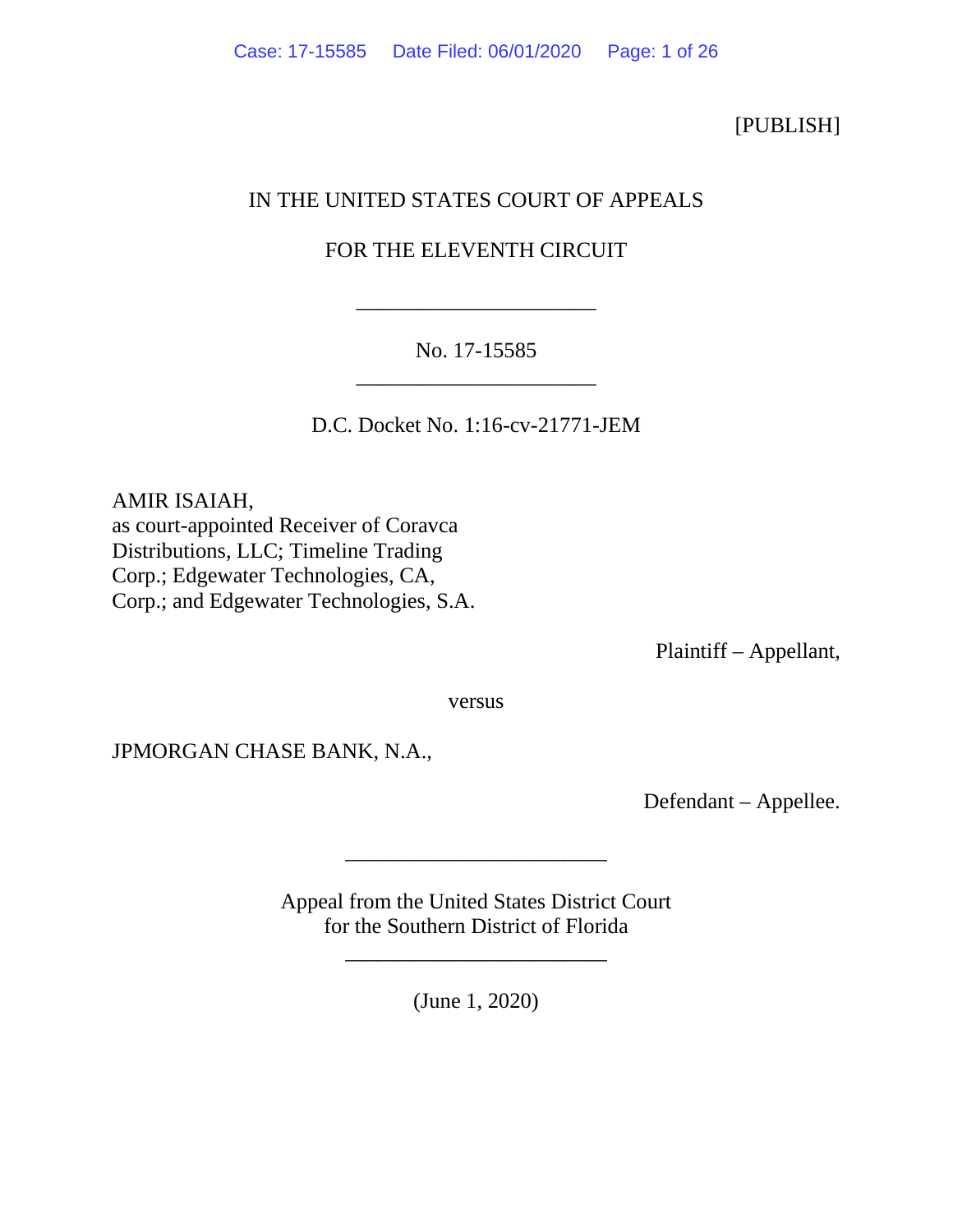[PUBLISH]

IN THE UNITED STATES COURT OF APPEALS

FOR THE ELEVENTH CIRCUIT

\_\_\_\_\_\_\_\_\_\_\_\_\_\_\_\_\_\_\_\_\_\_\_\_

No. 17-15585

\_\_\_\_\_\_\_\_\_\_\_\_\_\_\_\_\_\_\_\_\_\_\_\_

D.C. Docket No. 1:16-cv-21771-JEM

AMIR ISAIAH,
as court-appointed Receiver of Coravca Distributions, LLC; Timeline Trading Corp.; Edgewater Technologies, CA, Corp.; and Edgewater Technologies, S.A.

Plaintiff – Appellant,

versus

JPMORGAN CHASE BANK, N.A.,

Defendant – Appellee.

\_\_\_\_\_\_\_\_\_\_\_\_\_\_\_\_\_\_\_\_\_\_\_\_

Appeal from the United States District Court
for the Southern District of Florida

\_\_\_\_\_\_\_\_\_\_\_\_\_\_\_\_\_\_\_\_\_\_\_\_

(June 1, 2020)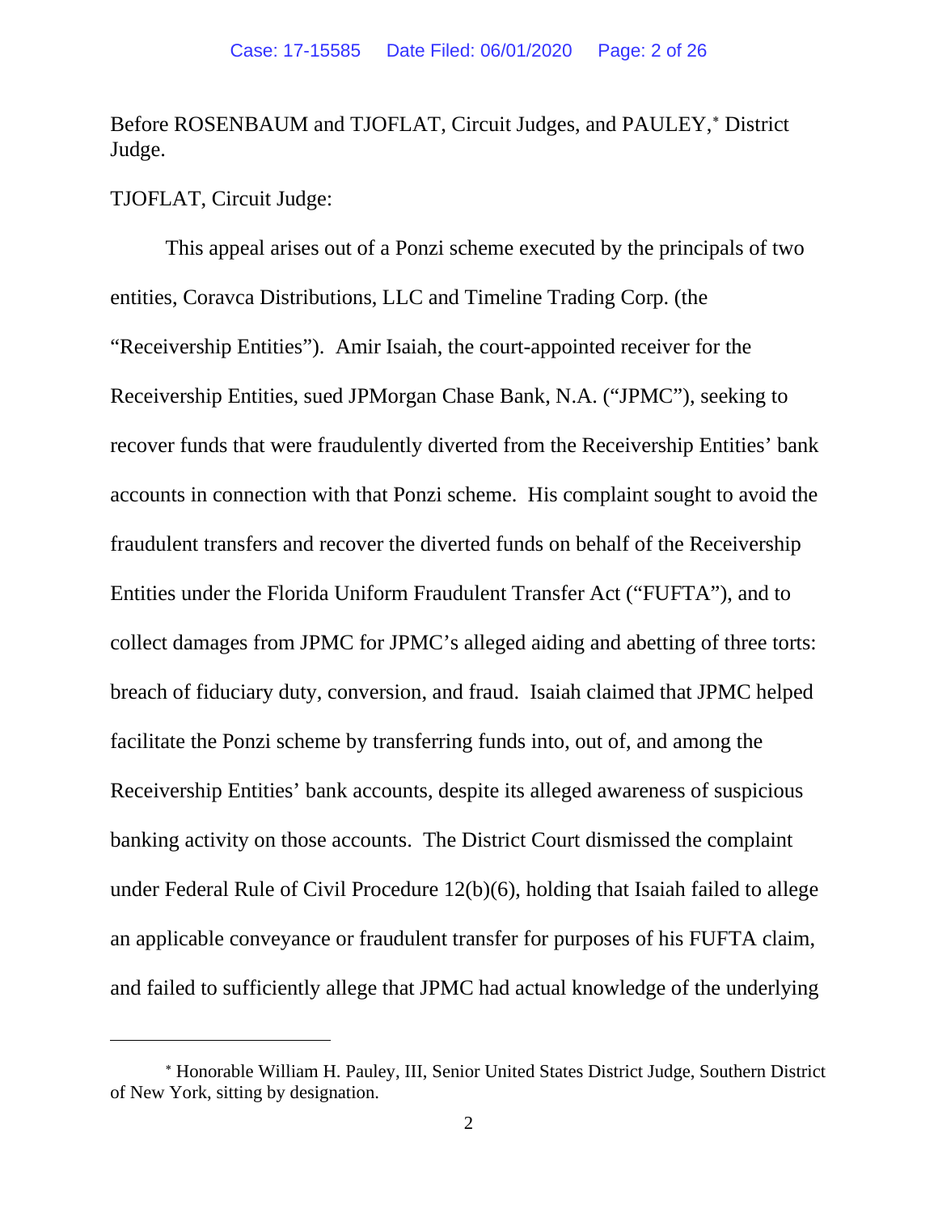Before ROSENBAUM and TJOFLAT, Circuit Judges, and PAULEY,* District Judge.

TJOFLAT, Circuit Judge:

This appeal arises out of a Ponzi scheme executed by the principals of two entities, Coravca Distributions, LLC and Timeline Trading Corp. (the "Receivership Entities"). Amir Isaiah, the court-appointed receiver for the Receivership Entities, sued JPMorgan Chase Bank, N.A. ("JPMC"), seeking to recover funds that were fraudulently diverted from the Receivership Entities' bank accounts in connection with that Ponzi scheme. His complaint sought to avoid the fraudulent transfers and recover the diverted funds on behalf of the Receivership Entities under the Florida Uniform Fraudulent Transfer Act ("FUFTA"), and to collect damages from JPMC for JPMC's alleged aiding and abetting of three torts: breach of fiduciary duty, conversion, and fraud. Isaiah claimed that JPMC helped facilitate the Ponzi scheme by transferring funds into, out of, and among the Receivership Entities' bank accounts, despite its alleged awareness of suspicious banking activity on those accounts. The District Court dismissed the complaint under Federal Rule of Civil Procedure 12(b)(6), holding that Isaiah failed to allege an applicable conveyance or fraudulent transfer for purposes of his FUFTA claim, and failed to sufficiently allege that JPMC had actual knowledge of the underlying

---

* Honorable William H. Pauley, III, Senior United States District Judge, Southern District of New York, sitting by designation.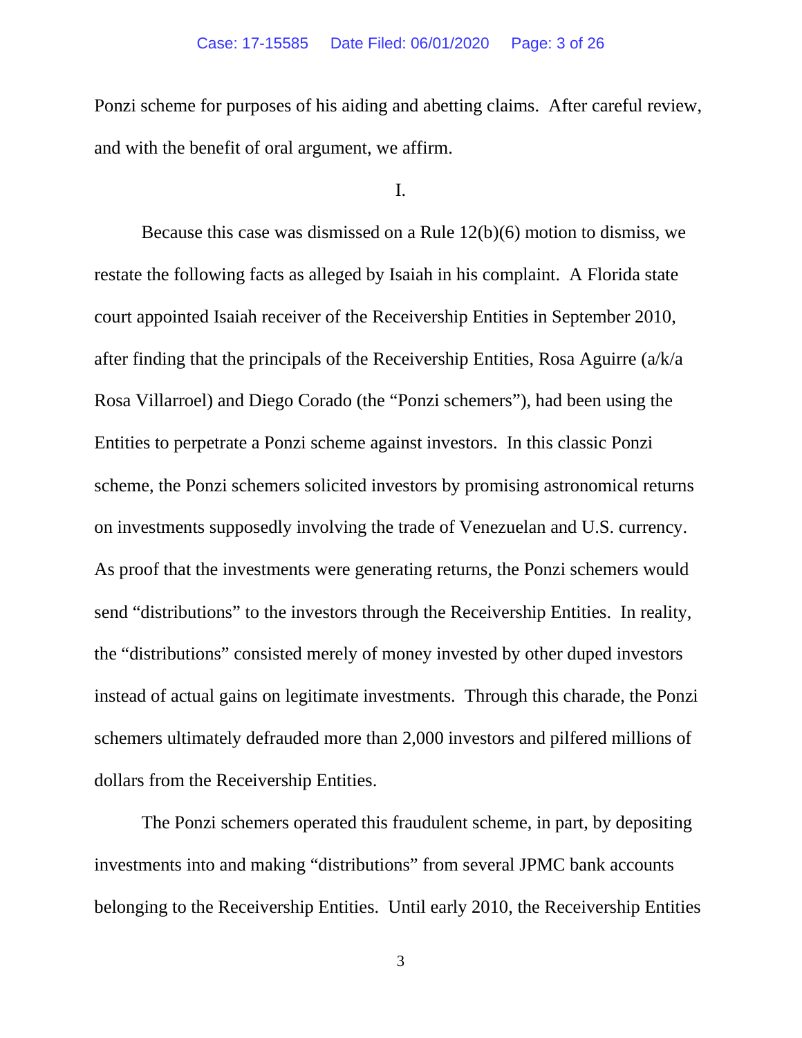Ponzi scheme for purposes of his aiding and abetting claims. After careful review, and with the benefit of oral argument, we affirm.

I.

Because this case was dismissed on a Rule 12(b)(6) motion to dismiss, we restate the following facts as alleged by Isaiah in his complaint. A Florida state court appointed Isaiah receiver of the Receivership Entities in September 2010, after finding that the principals of the Receivership Entities, Rosa Aguirre (a/k/a Rosa Villarroel) and Diego Corado (the "Ponzi schemers"), had been using the Entities to perpetrate a Ponzi scheme against investors. In this classic Ponzi scheme, the Ponzi schemers solicited investors by promising astronomical returns on investments supposedly involving the trade of Venezuelan and U.S. currency. As proof that the investments were generating returns, the Ponzi schemers would send "distributions" to the investors through the Receivership Entities. In reality, the "distributions" consisted merely of money invested by other duped investors instead of actual gains on legitimate investments. Through this charade, the Ponzi schemers ultimately defrauded more than 2,000 investors and pilfered millions of dollars from the Receivership Entities.

The Ponzi schemers operated this fraudulent scheme, in part, by depositing investments into and making "distributions" from several JPMC bank accounts belonging to the Receivership Entities. Until early 2010, the Receivership Entities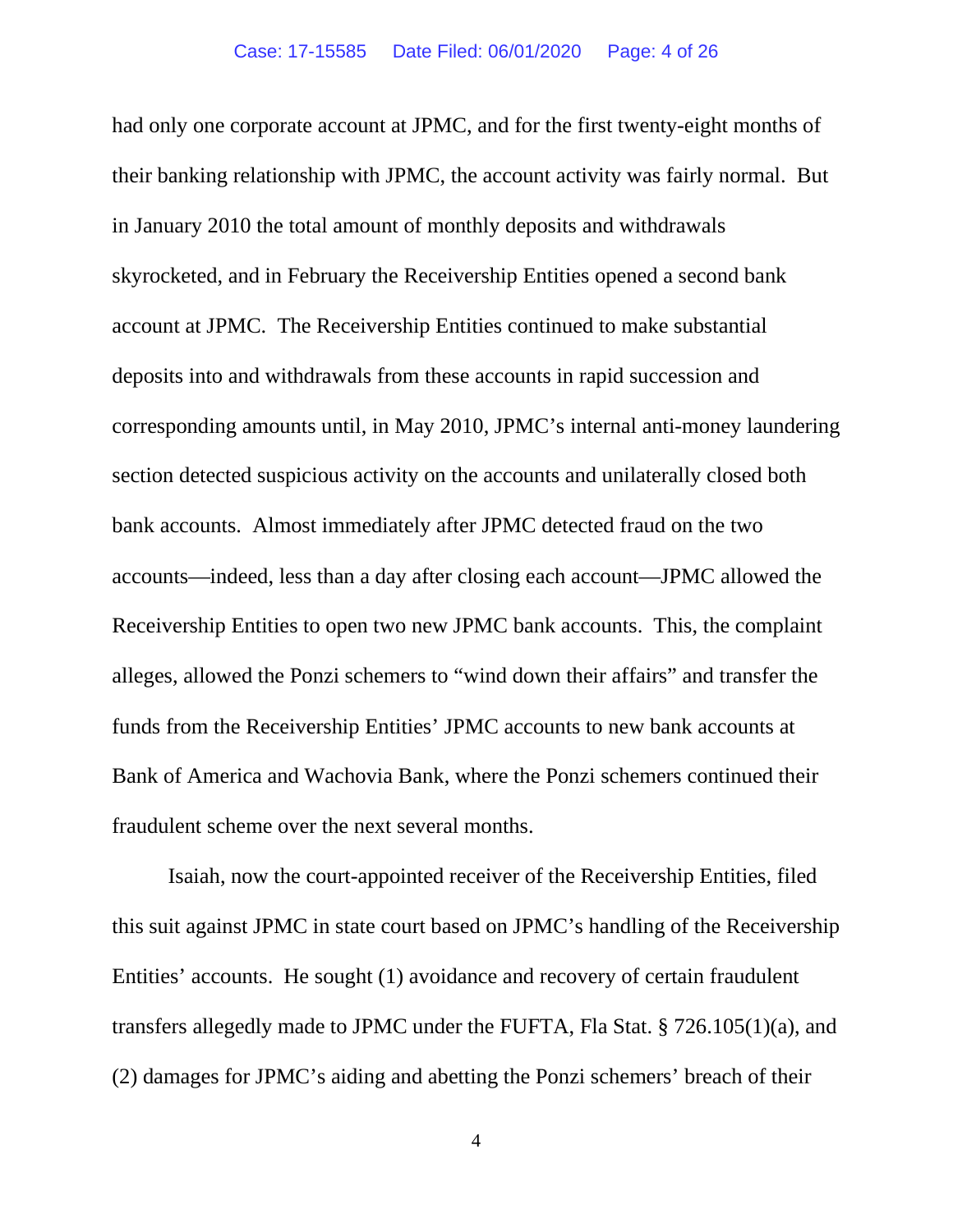had only one corporate account at JPMC, and for the first twenty-eight months of their banking relationship with JPMC, the account activity was fairly normal. But in January 2010 the total amount of monthly deposits and withdrawals skyrocketed, and in February the Receivership Entities opened a second bank account at JPMC. The Receivership Entities continued to make substantial deposits into and withdrawals from these accounts in rapid succession and corresponding amounts until, in May 2010, JPMC's internal anti-money laundering section detected suspicious activity on the accounts and unilaterally closed both bank accounts. Almost immediately after JPMC detected fraud on the two accounts—indeed, less than a day after closing each account—JPMC allowed the Receivership Entities to open two new JPMC bank accounts. This, the complaint alleges, allowed the Ponzi schemers to "wind down their affairs" and transfer the funds from the Receivership Entities' JPMC accounts to new bank accounts at Bank of America and Wachovia Bank, where the Ponzi schemers continued their fraudulent scheme over the next several months.

Isaiah, now the court-appointed receiver of the Receivership Entities, filed this suit against JPMC in state court based on JPMC's handling of the Receivership Entities' accounts. He sought (1) avoidance and recovery of certain fraudulent transfers allegedly made to JPMC under the FUFTA, Fla Stat. § 726.105(1)(a), and (2) damages for JPMC's aiding and abetting the Ponzi schemers' breach of their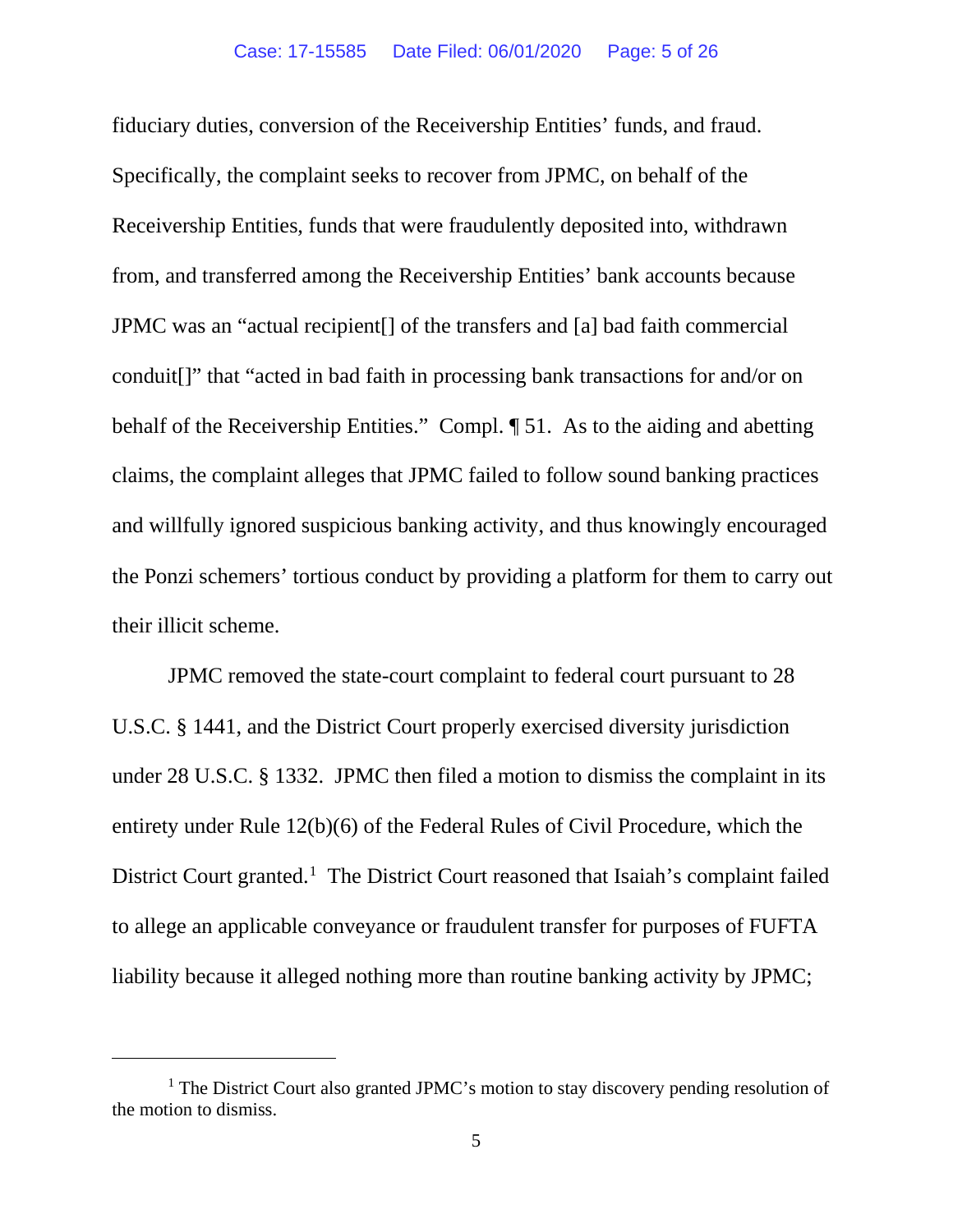fiduciary duties, conversion of the Receivership Entities' funds, and fraud. Specifically, the complaint seeks to recover from JPMC, on behalf of the Receivership Entities, funds that were fraudulently deposited into, withdrawn from, and transferred among the Receivership Entities' bank accounts because JPMC was an "actual recipient[] of the transfers and [a] bad faith commercial conduit[]" that "acted in bad faith in processing bank transactions for and/or on behalf of the Receivership Entities." Compl. ¶ 51. As to the aiding and abetting claims, the complaint alleges that JPMC failed to follow sound banking practices and willfully ignored suspicious banking activity, and thus knowingly encouraged the Ponzi schemers' tortious conduct by providing a platform for them to carry out their illicit scheme.

JPMC removed the state-court complaint to federal court pursuant to 28 U.S.C. § 1441, and the District Court properly exercised diversity jurisdiction under 28 U.S.C. § 1332. JPMC then filed a motion to dismiss the complaint in its entirety under Rule 12(b)(6) of the Federal Rules of Civil Procedure, which the District Court granted.[1] The District Court reasoned that Isaiah's complaint failed to allege an applicable conveyance or fraudulent transfer for purposes of FUFTA liability because it alleged nothing more than routine banking activity by JPMC;

[1] The District Court also granted JPMC's motion to stay discovery pending resolution of the motion to dismiss.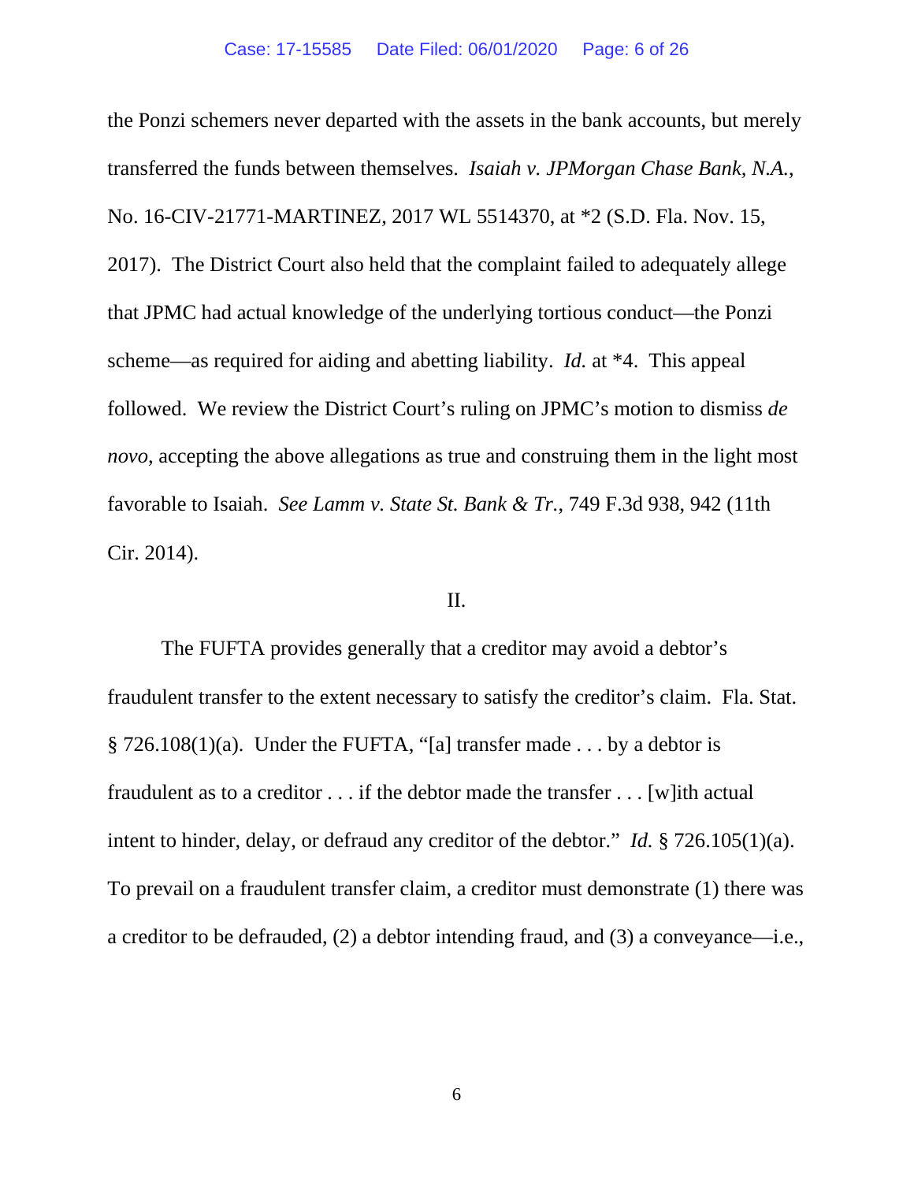the Ponzi schemers never departed with the assets in the bank accounts, but merely transferred the funds between themselves. *Isaiah v. JPMorgan Chase Bank, N.A.*, No. 16-CIV-21771-MARTINEZ, 2017 WL 5514370, at *2 (S.D. Fla. Nov. 15, 2017). The District Court also held that the complaint failed to adequately allege that JPMC had actual knowledge of the underlying tortious conduct—the Ponzi scheme—as required for aiding and abetting liability. *Id.* at *4. This appeal followed. We review the District Court's ruling on JPMC's motion to dismiss *de novo*, accepting the above allegations as true and construing them in the light most favorable to Isaiah. *See Lamm v. State St. Bank & Tr.*, 749 F.3d 938, 942 (11th Cir. 2014).

II.

The FUFTA provides generally that a creditor may avoid a debtor's fraudulent transfer to the extent necessary to satisfy the creditor's claim. Fla. Stat. § 726.108(1)(a). Under the FUFTA, "[a] transfer made . . . by a debtor is fraudulent as to a creditor . . . if the debtor made the transfer . . . [w]ith actual intent to hinder, delay, or defraud any creditor of the debtor." *Id.* § 726.105(1)(a). To prevail on a fraudulent transfer claim, a creditor must demonstrate (1) there was a creditor to be defrauded, (2) a debtor intending fraud, and (3) a conveyance—i.e.,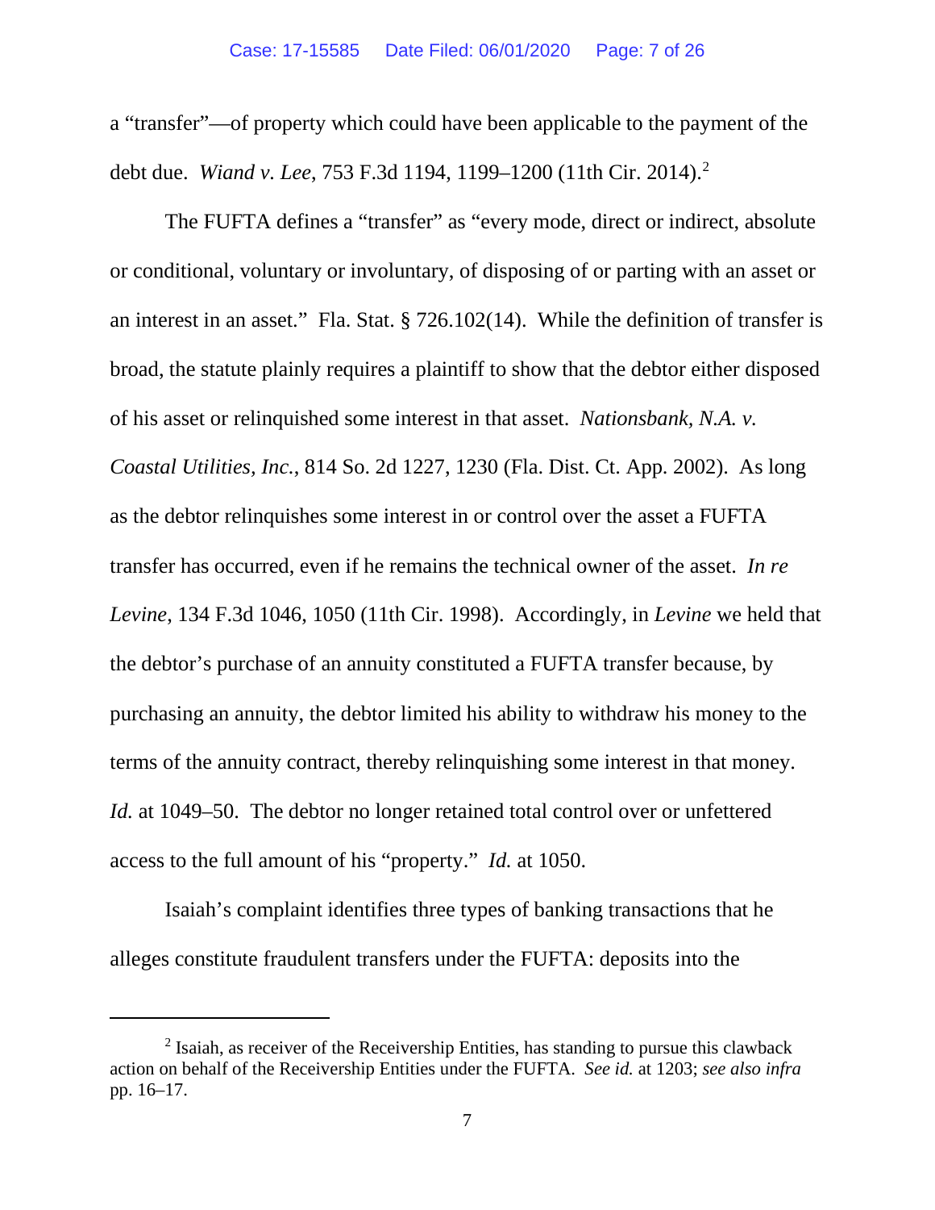a "transfer"—of property which could have been applicable to the payment of the debt due. *Wiand v. Lee*, 753 F.3d 1194, 1199–1200 (11th Cir. 2014).[2]

The FUFTA defines a "transfer" as "every mode, direct or indirect, absolute or conditional, voluntary or involuntary, of disposing of or parting with an asset or an interest in an asset." Fla. Stat. § 726.102(14). While the definition of transfer is broad, the statute plainly requires a plaintiff to show that the debtor either disposed of his asset or relinquished some interest in that asset. *Nationsbank, N.A. v. Coastal Utilities, Inc.*, 814 So. 2d 1227, 1230 (Fla. Dist. Ct. App. 2002). As long as the debtor relinquishes some interest in or control over the asset a FUFTA transfer has occurred, even if he remains the technical owner of the asset. *In re Levine*, 134 F.3d 1046, 1050 (11th Cir. 1998). Accordingly, in *Levine* we held that the debtor's purchase of an annuity constituted a FUFTA transfer because, by purchasing an annuity, the debtor limited his ability to withdraw his money to the terms of the annuity contract, thereby relinquishing some interest in that money. *Id.* at 1049–50. The debtor no longer retained total control over or unfettered access to the full amount of his "property." *Id.* at 1050.

Isaiah's complaint identifies three types of banking transactions that he alleges constitute fraudulent transfers under the FUFTA: deposits into the

---

[2] Isaiah, as receiver of the Receivership Entities, has standing to pursue this clawback action on behalf of the Receivership Entities under the FUFTA. *See id.* at 1203; *see also infra* pp. 16–17.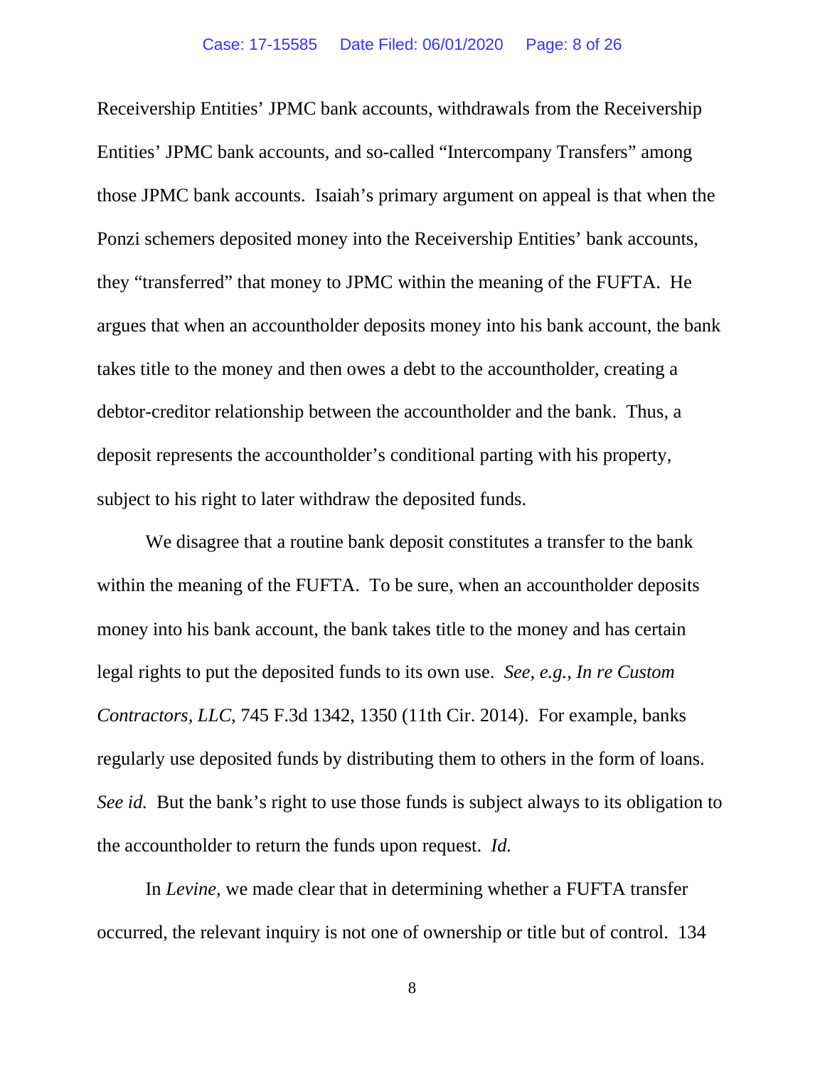Receivership Entities' JPMC bank accounts, withdrawals from the Receivership Entities' JPMC bank accounts, and so-called "Intercompany Transfers" among those JPMC bank accounts. Isaiah's primary argument on appeal is that when the Ponzi schemers deposited money into the Receivership Entities' bank accounts, they "transferred" that money to JPMC within the meaning of the FUFTA. He argues that when an accountholder deposits money into his bank account, the bank takes title to the money and then owes a debt to the accountholder, creating a debtor-creditor relationship between the accountholder and the bank. Thus, a deposit represents the accountholder's conditional parting with his property, subject to his right to later withdraw the deposited funds.

We disagree that a routine bank deposit constitutes a transfer to the bank within the meaning of the FUFTA. To be sure, when an accountholder deposits money into his bank account, the bank takes title to the money and has certain legal rights to put the deposited funds to its own use. *See, e.g.*, *In re Custom Contractors, LLC*, 745 F.3d 1342, 1350 (11th Cir. 2014). For example, banks regularly use deposited funds by distributing them to others in the form of loans. *See id.* But the bank's right to use those funds is subject always to its obligation to the accountholder to return the funds upon request. *Id.*

In *Levine*, we made clear that in determining whether a FUFTA transfer occurred, the relevant inquiry is not one of ownership or title but of control. 134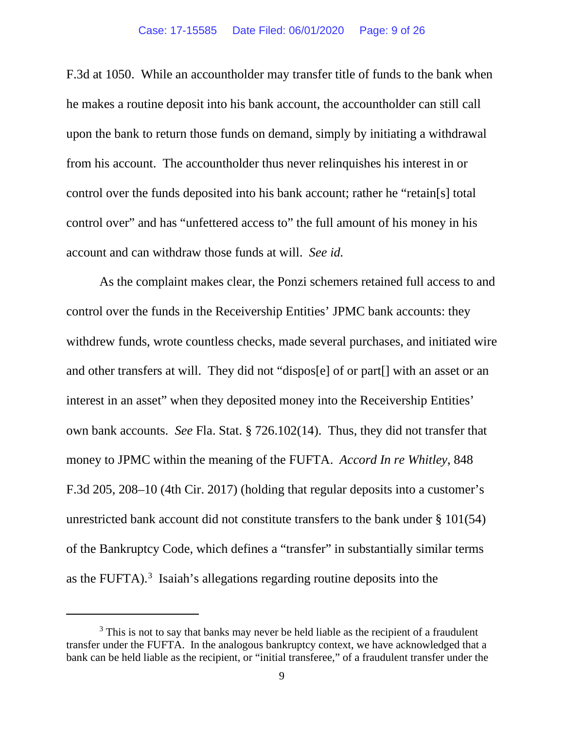F.3d at 1050. While an accountholder may transfer title of funds to the bank when he makes a routine deposit into his bank account, the accountholder can still call upon the bank to return those funds on demand, simply by initiating a withdrawal from his account. The accountholder thus never relinquishes his interest in or control over the funds deposited into his bank account; rather he "retain[s] total control over" and has "unfettered access to" the full amount of his money in his account and can withdraw those funds at will. *See id.*

As the complaint makes clear, the Ponzi schemers retained full access to and control over the funds in the Receivership Entities' JPMC bank accounts: they withdrew funds, wrote countless checks, made several purchases, and initiated wire and other transfers at will. They did not "dispos[e] of or part[] with an asset or an interest in an asset" when they deposited money into the Receivership Entities' own bank accounts. *See* Fla. Stat. § 726.102(14). Thus, they did not transfer that money to JPMC within the meaning of the FUFTA. *Accord In re Whitley*, 848 F.3d 205, 208–10 (4th Cir. 2017) (holding that regular deposits into a customer's unrestricted bank account did not constitute transfers to the bank under § 101(54) of the Bankruptcy Code, which defines a "transfer" in substantially similar terms as the FUFTA).[3] Isaiah's allegations regarding routine deposits into the

[3] This is not to say that banks may never be held liable as the recipient of a fraudulent transfer under the FUFTA. In the analogous bankruptcy context, we have acknowledged that a bank can be held liable as the recipient, or "initial transferee," of a fraudulent transfer under the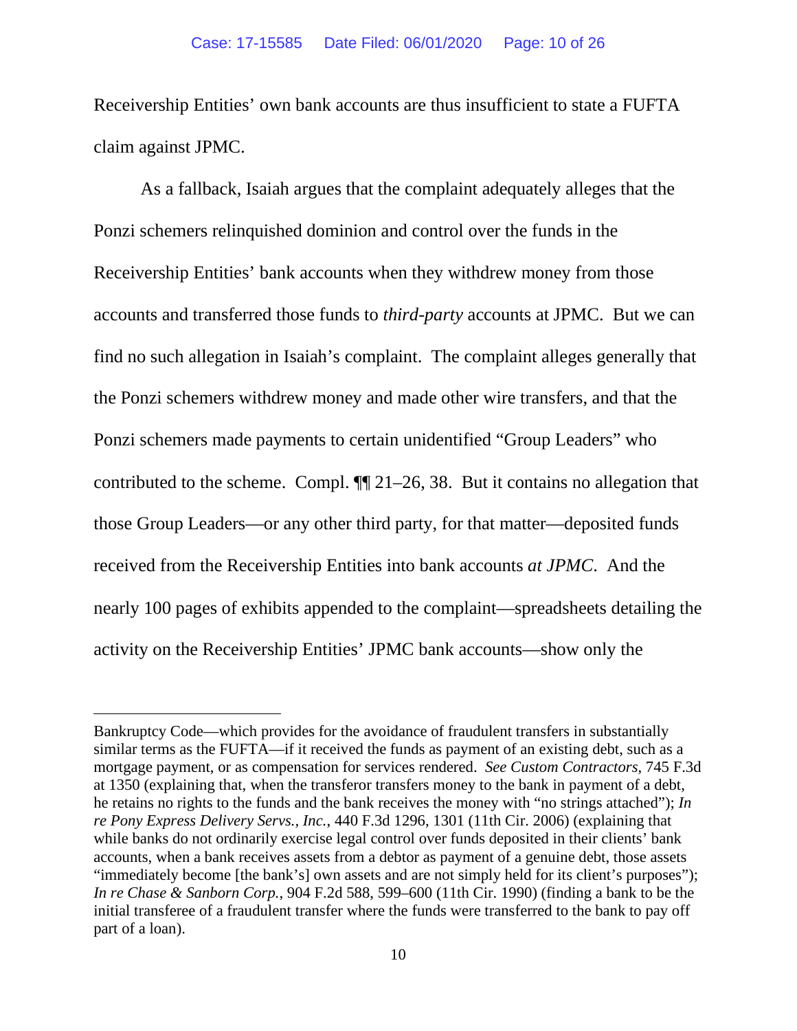Receivership Entities' own bank accounts are thus insufficient to state a FUFTA claim against JPMC.

As a fallback, Isaiah argues that the complaint adequately alleges that the Ponzi schemers relinquished dominion and control over the funds in the Receivership Entities' bank accounts when they withdrew money from those accounts and transferred those funds to *third-party* accounts at JPMC. But we can find no such allegation in Isaiah's complaint. The complaint alleges generally that the Ponzi schemers withdrew money and made other wire transfers, and that the Ponzi schemers made payments to certain unidentified "Group Leaders" who contributed to the scheme. Compl. ¶¶ 21–26, 38. But it contains no allegation that those Group Leaders—or any other third party, for that matter—deposited funds received from the Receivership Entities into bank accounts *at JPMC*. And the nearly 100 pages of exhibits appended to the complaint—spreadsheets detailing the activity on the Receivership Entities' JPMC bank accounts—show only the

---

Bankruptcy Code—which provides for the avoidance of fraudulent transfers in substantially similar terms as the FUFTA—if it received the funds as payment of an existing debt, such as a mortgage payment, or as compensation for services rendered. *See Custom Contractors*, 745 F.3d at 1350 (explaining that, when the transferor transfers money to the bank in payment of a debt, he retains no rights to the funds and the bank receives the money with "no strings attached"); *In re Pony Express Delivery Servs., Inc.*, 440 F.3d 1296, 1301 (11th Cir. 2006) (explaining that while banks do not ordinarily exercise legal control over funds deposited in their clients' bank accounts, when a bank receives assets from a debtor as payment of a genuine debt, those assets "immediately become [the bank's] own assets and are not simply held for its client's purposes"); *In re Chase & Sanborn Corp.*, 904 F.2d 588, 599–600 (11th Cir. 1990) (finding a bank to be the initial transferee of a fraudulent transfer where the funds were transferred to the bank to pay off part of a loan).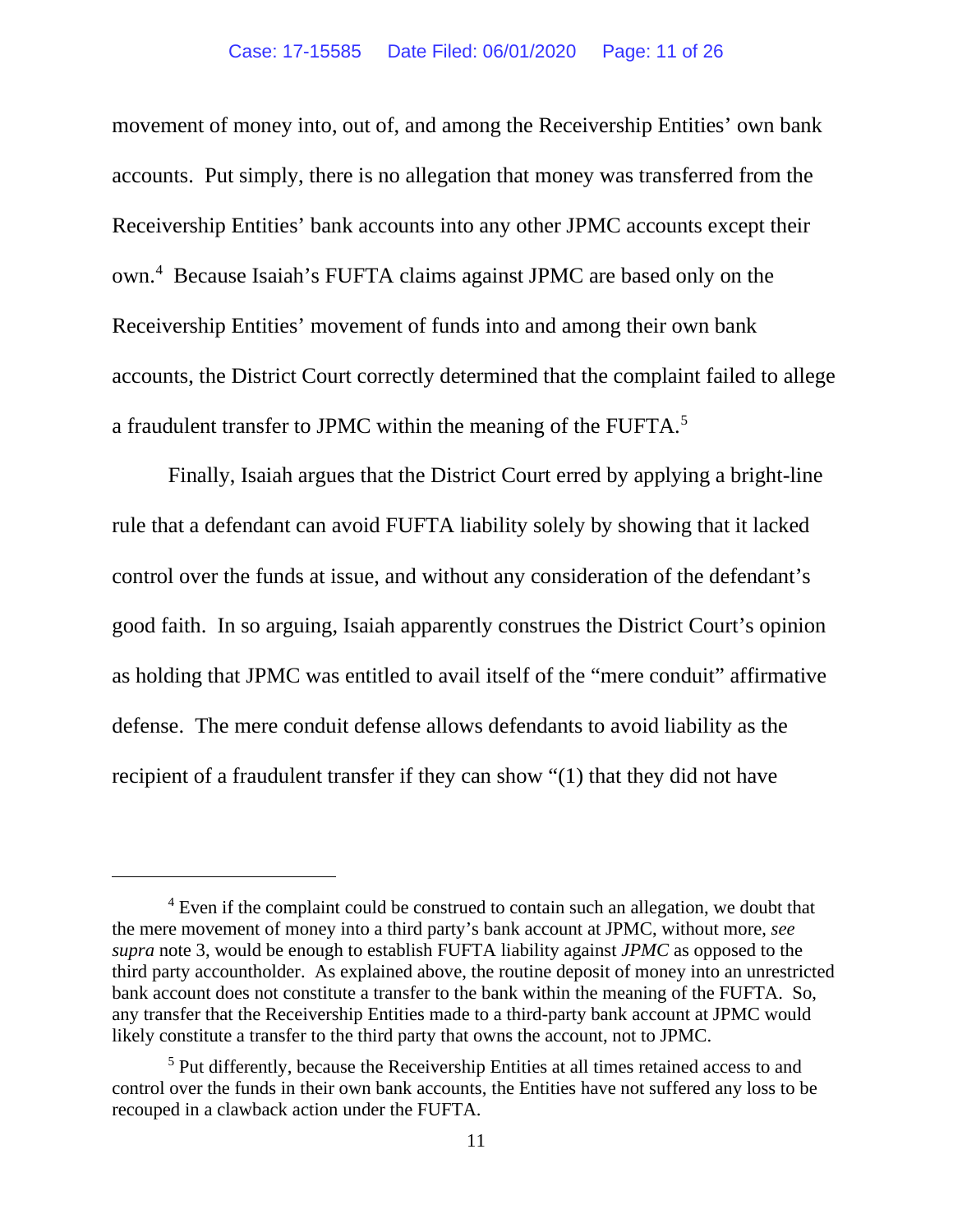movement of money into, out of, and among the Receivership Entities' own bank accounts. Put simply, there is no allegation that money was transferred from the Receivership Entities' bank accounts into any other JPMC accounts except their own.[4] Because Isaiah's FUFTA claims against JPMC are based only on the Receivership Entities' movement of funds into and among their own bank accounts, the District Court correctly determined that the complaint failed to allege a fraudulent transfer to JPMC within the meaning of the FUFTA.[5]

Finally, Isaiah argues that the District Court erred by applying a bright-line rule that a defendant can avoid FUFTA liability solely by showing that it lacked control over the funds at issue, and without any consideration of the defendant's good faith. In so arguing, Isaiah apparently construes the District Court's opinion as holding that JPMC was entitled to avail itself of the "mere conduit" affirmative defense. The mere conduit defense allows defendants to avoid liability as the recipient of a fraudulent transfer if they can show "(1) that they did not have

---

[4] Even if the complaint could be construed to contain such an allegation, we doubt that the mere movement of money into a third party's bank account at JPMC, without more, *see supra* note 3, would be enough to establish FUFTA liability against *JPMC* as opposed to the third party accountholder. As explained above, the routine deposit of money into an unrestricted bank account does not constitute a transfer to the bank within the meaning of the FUFTA. So, any transfer that the Receivership Entities made to a third-party bank account at JPMC would likely constitute a transfer to the third party that owns the account, not to JPMC.

[5] Put differently, because the Receivership Entities at all times retained access to and control over the funds in their own bank accounts, the Entities have not suffered any loss to be recouped in a clawback action under the FUFTA.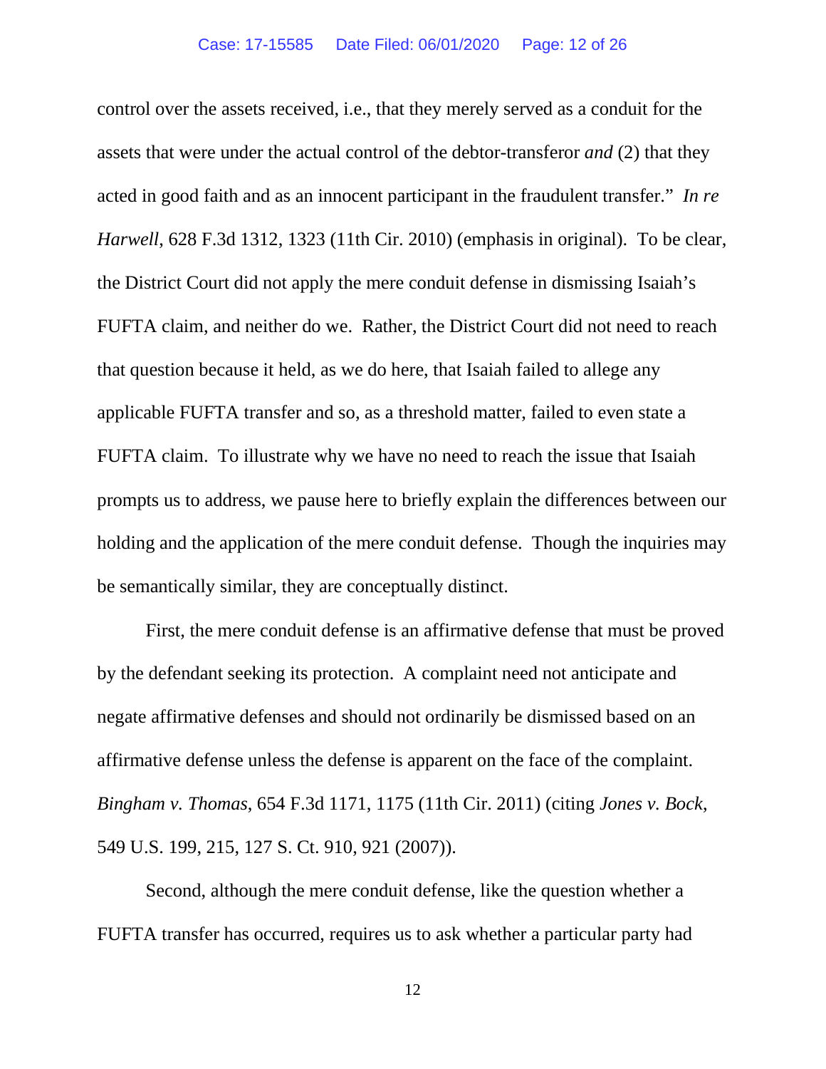control over the assets received, i.e., that they merely served as a conduit for the assets that were under the actual control of the debtor-transferor *and* (2) that they acted in good faith and as an innocent participant in the fraudulent transfer." *In re Harwell*, 628 F.3d 1312, 1323 (11th Cir. 2010) (emphasis in original). To be clear, the District Court did not apply the mere conduit defense in dismissing Isaiah's FUFTA claim, and neither do we. Rather, the District Court did not need to reach that question because it held, as we do here, that Isaiah failed to allege any applicable FUFTA transfer and so, as a threshold matter, failed to even state a FUFTA claim. To illustrate why we have no need to reach the issue that Isaiah prompts us to address, we pause here to briefly explain the differences between our holding and the application of the mere conduit defense. Though the inquiries may be semantically similar, they are conceptually distinct.

First, the mere conduit defense is an affirmative defense that must be proved by the defendant seeking its protection. A complaint need not anticipate and negate affirmative defenses and should not ordinarily be dismissed based on an affirmative defense unless the defense is apparent on the face of the complaint. *Bingham v. Thomas*, 654 F.3d 1171, 1175 (11th Cir. 2011) (citing *Jones v. Bock*, 549 U.S. 199, 215, 127 S. Ct. 910, 921 (2007)).

Second, although the mere conduit defense, like the question whether a FUFTA transfer has occurred, requires us to ask whether a particular party had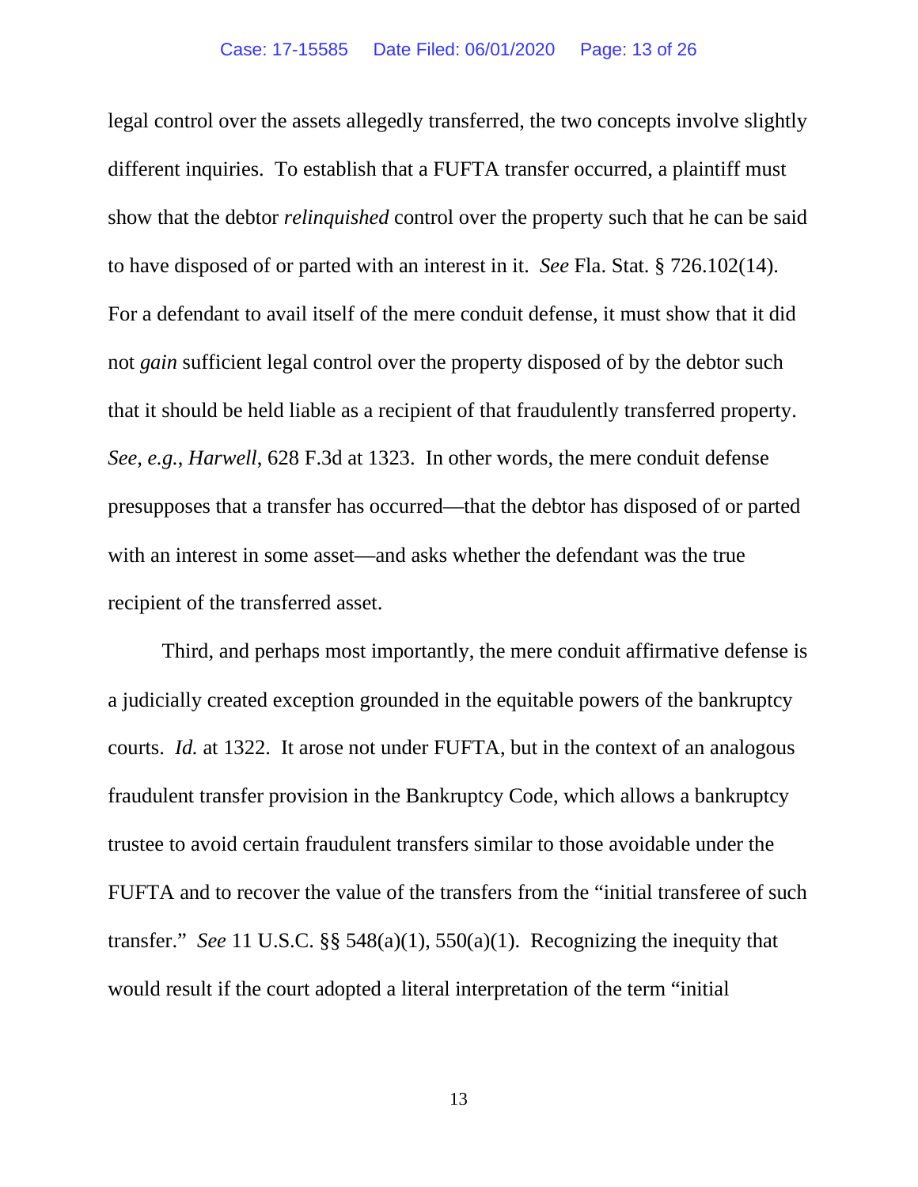legal control over the assets allegedly transferred, the two concepts involve slightly different inquiries. To establish that a FUFTA transfer occurred, a plaintiff must show that the debtor *relinquished* control over the property such that he can be said to have disposed of or parted with an interest in it. *See* Fla. Stat. § 726.102(14). For a defendant to avail itself of the mere conduit defense, it must show that it did not *gain* sufficient legal control over the property disposed of by the debtor such that it should be held liable as a recipient of that fraudulently transferred property. *See, e.g.*, *Harwell*, 628 F.3d at 1323. In other words, the mere conduit defense presupposes that a transfer has occurred—that the debtor has disposed of or parted with an interest in some asset—and asks whether the defendant was the true recipient of the transferred asset.

Third, and perhaps most importantly, the mere conduit affirmative defense is a judicially created exception grounded in the equitable powers of the bankruptcy courts. *Id.* at 1322. It arose not under FUFTA, but in the context of an analogous fraudulent transfer provision in the Bankruptcy Code, which allows a bankruptcy trustee to avoid certain fraudulent transfers similar to those avoidable under the FUFTA and to recover the value of the transfers from the "initial transferee of such transfer." *See* 11 U.S.C. §§ 548(a)(1), 550(a)(1). Recognizing the inequity that would result if the court adopted a literal interpretation of the term "initial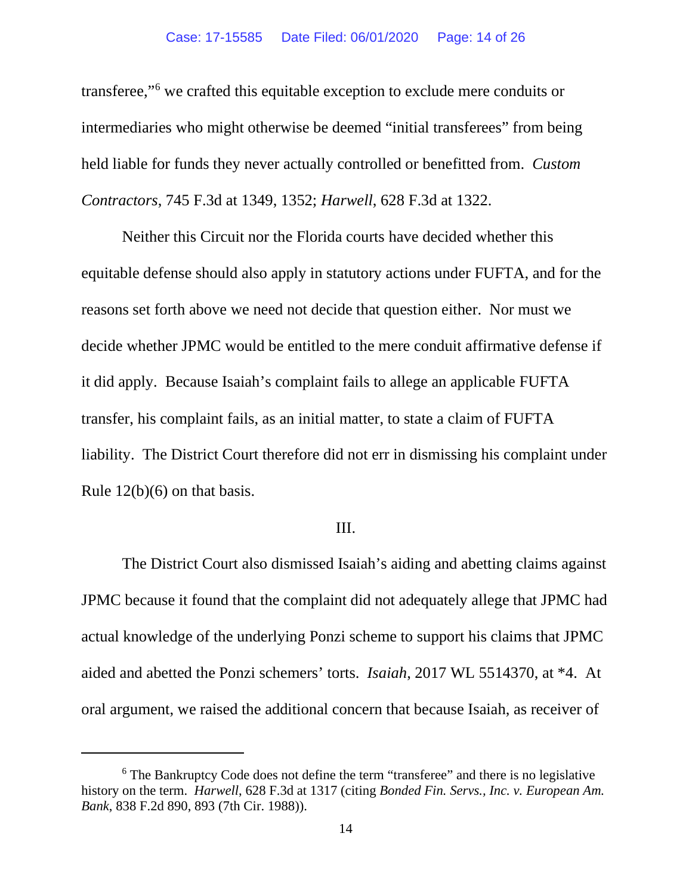transferee,"[6] we crafted this equitable exception to exclude mere conduits or intermediaries who might otherwise be deemed "initial transferees" from being held liable for funds they never actually controlled or benefitted from. *Custom Contractors*, 745 F.3d at 1349, 1352; *Harwell*, 628 F.3d at 1322.

Neither this Circuit nor the Florida courts have decided whether this equitable defense should also apply in statutory actions under FUFTA, and for the reasons set forth above we need not decide that question either. Nor must we decide whether JPMC would be entitled to the mere conduit affirmative defense if it did apply. Because Isaiah's complaint fails to allege an applicable FUFTA transfer, his complaint fails, as an initial matter, to state a claim of FUFTA liability. The District Court therefore did not err in dismissing his complaint under Rule 12(b)(6) on that basis.

## III.

The District Court also dismissed Isaiah's aiding and abetting claims against JPMC because it found that the complaint did not adequately allege that JPMC had actual knowledge of the underlying Ponzi scheme to support his claims that JPMC aided and abetted the Ponzi schemers' torts. *Isaiah*, 2017 WL 5514370, at *4. At oral argument, we raised the additional concern that because Isaiah, as receiver of

---

[6] The Bankruptcy Code does not define the term "transferee" and there is no legislative history on the term. *Harwell*, 628 F.3d at 1317 (citing *Bonded Fin. Servs., Inc. v. European Am. Bank*, 838 F.2d 890, 893 (7th Cir. 1988)).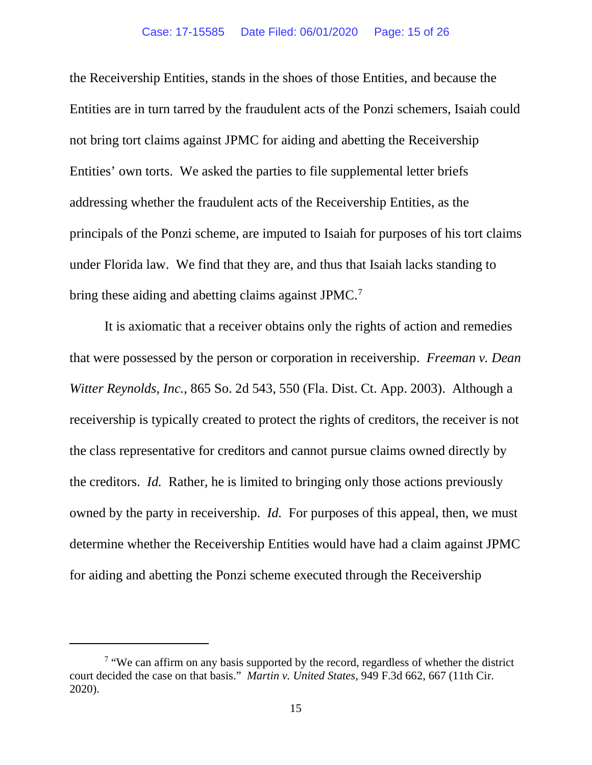the Receivership Entities, stands in the shoes of those Entities, and because the Entities are in turn tarred by the fraudulent acts of the Ponzi schemers, Isaiah could not bring tort claims against JPMC for aiding and abetting the Receivership Entities' own torts. We asked the parties to file supplemental letter briefs addressing whether the fraudulent acts of the Receivership Entities, as the principals of the Ponzi scheme, are imputed to Isaiah for purposes of his tort claims under Florida law. We find that they are, and thus that Isaiah lacks standing to bring these aiding and abetting claims against JPMC.[7]

It is axiomatic that a receiver obtains only the rights of action and remedies that were possessed by the person or corporation in receivership. *Freeman v. Dean Witter Reynolds, Inc.*, 865 So. 2d 543, 550 (Fla. Dist. Ct. App. 2003). Although a receivership is typically created to protect the rights of creditors, the receiver is not the class representative for creditors and cannot pursue claims owned directly by the creditors. *Id.* Rather, he is limited to bringing only those actions previously owned by the party in receivership. *Id.* For purposes of this appeal, then, we must determine whether the Receivership Entities would have had a claim against JPMC for aiding and abetting the Ponzi scheme executed through the Receivership

---

[7] "We can affirm on any basis supported by the record, regardless of whether the district court decided the case on that basis." *Martin v. United States*, 949 F.3d 662, 667 (11th Cir. 2020).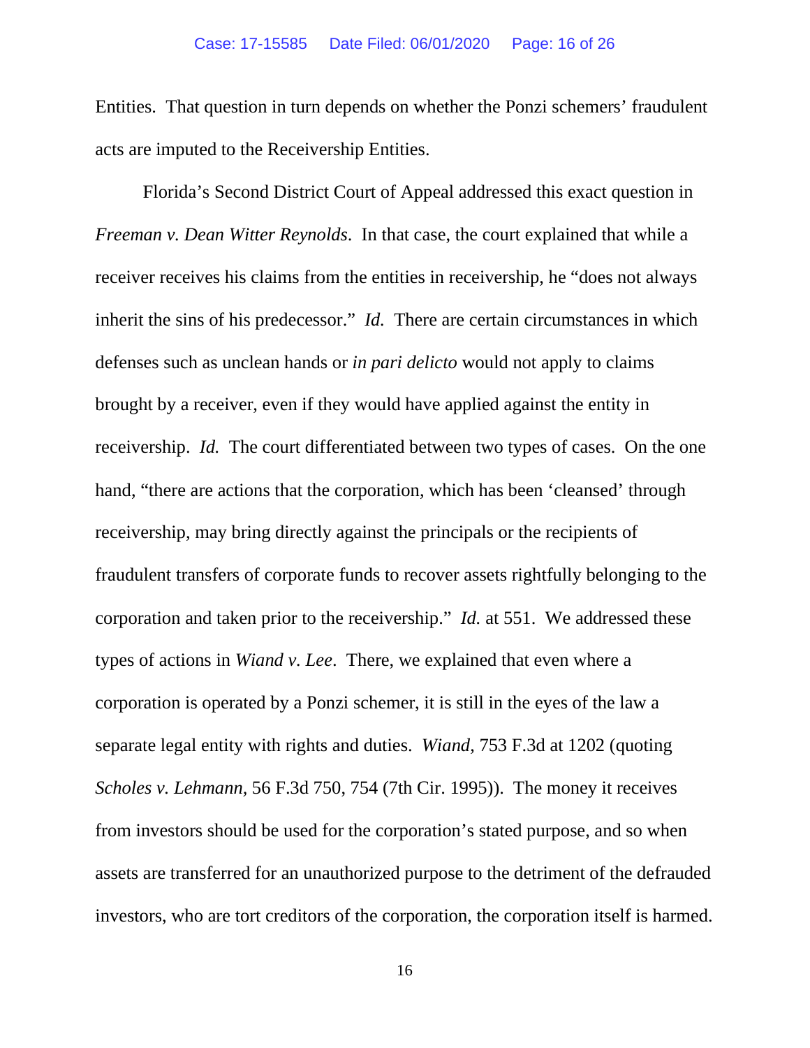Entities. That question in turn depends on whether the Ponzi schemers' fraudulent acts are imputed to the Receivership Entities.

Florida's Second District Court of Appeal addressed this exact question in *Freeman v. Dean Witter Reynolds*. In that case, the court explained that while a receiver receives his claims from the entities in receivership, he "does not always inherit the sins of his predecessor." *Id.* There are certain circumstances in which defenses such as unclean hands or *in pari delicto* would not apply to claims brought by a receiver, even if they would have applied against the entity in receivership. *Id.* The court differentiated between two types of cases. On the one hand, "there are actions that the corporation, which has been 'cleansed' through receivership, may bring directly against the principals or the recipients of fraudulent transfers of corporate funds to recover assets rightfully belonging to the corporation and taken prior to the receivership." *Id.* at 551. We addressed these types of actions in *Wiand v. Lee*. There, we explained that even where a corporation is operated by a Ponzi schemer, it is still in the eyes of the law a separate legal entity with rights and duties. *Wiand*, 753 F.3d at 1202 (quoting *Scholes v. Lehmann*, 56 F.3d 750, 754 (7th Cir. 1995)). The money it receives from investors should be used for the corporation's stated purpose, and so when assets are transferred for an unauthorized purpose to the detriment of the defrauded investors, who are tort creditors of the corporation, the corporation itself is harmed.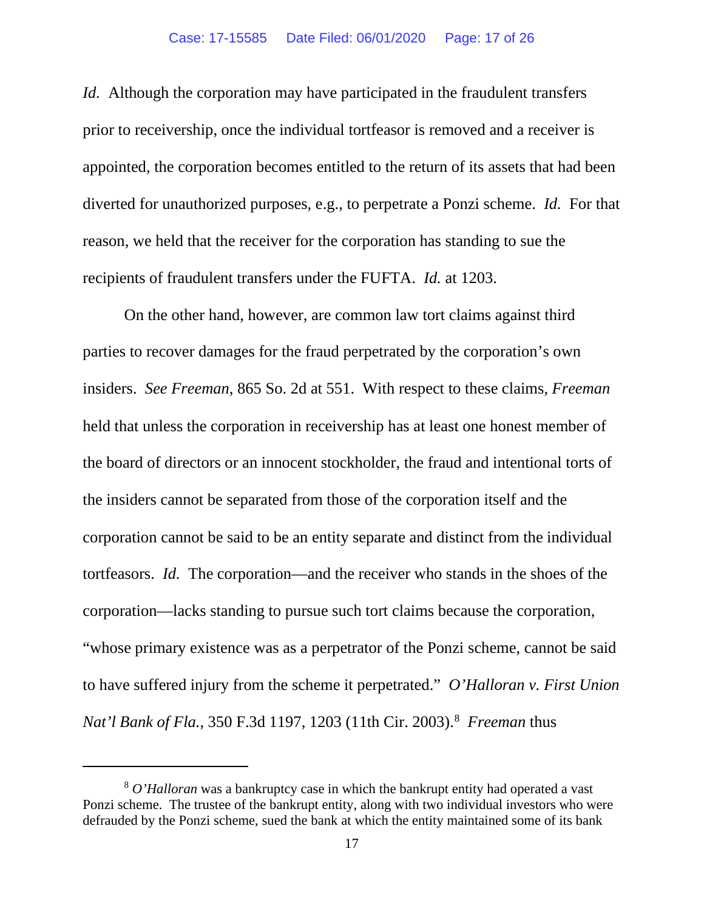*Id.* Although the corporation may have participated in the fraudulent transfers prior to receivership, once the individual tortfeasor is removed and a receiver is appointed, the corporation becomes entitled to the return of its assets that had been diverted for unauthorized purposes, e.g., to perpetrate a Ponzi scheme. *Id.* For that reason, we held that the receiver for the corporation has standing to sue the recipients of fraudulent transfers under the FUFTA. *Id.* at 1203.

On the other hand, however, are common law tort claims against third parties to recover damages for the fraud perpetrated by the corporation's own insiders. *See Freeman*, 865 So. 2d at 551. With respect to these claims, *Freeman* held that unless the corporation in receivership has at least one honest member of the board of directors or an innocent stockholder, the fraud and intentional torts of the insiders cannot be separated from those of the corporation itself and the corporation cannot be said to be an entity separate and distinct from the individual tortfeasors. *Id.* The corporation—and the receiver who stands in the shoes of the corporation—lacks standing to pursue such tort claims because the corporation, "whose primary existence was as a perpetrator of the Ponzi scheme, cannot be said to have suffered injury from the scheme it perpetrated." *O'Halloran v. First Union Nat'l Bank of Fla.*, 350 F.3d 1197, 1203 (11th Cir. 2003).[8] *Freeman* thus

[8] *O'Halloran* was a bankruptcy case in which the bankrupt entity had operated a vast Ponzi scheme. The trustee of the bankrupt entity, along with two individual investors who were defrauded by the Ponzi scheme, sued the bank at which the entity maintained some of its bank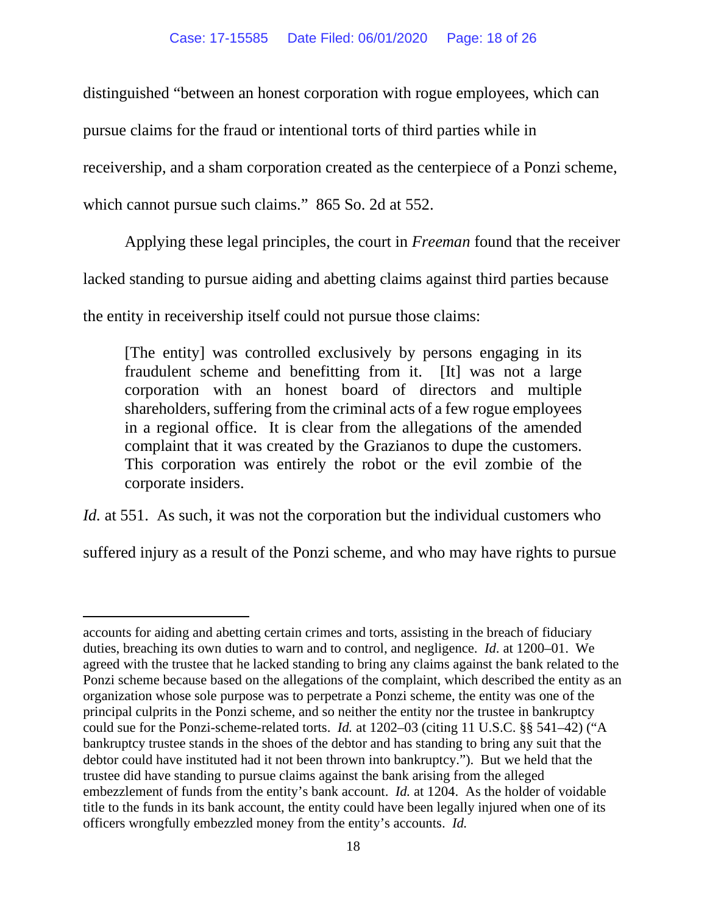distinguished "between an honest corporation with rogue employees, which can pursue claims for the fraud or intentional torts of third parties while in receivership, and a sham corporation created as the centerpiece of a Ponzi scheme, which cannot pursue such claims." 865 So. 2d at 552.

Applying these legal principles, the court in *Freeman* found that the receiver lacked standing to pursue aiding and abetting claims against third parties because the entity in receivership itself could not pursue those claims:

> [The entity] was controlled exclusively by persons engaging in its fraudulent scheme and benefitting from it. [It] was not a large corporation with an honest board of directors and multiple shareholders, suffering from the criminal acts of a few rogue employees in a regional office. It is clear from the allegations of the amended complaint that it was created by the Grazianos to dupe the customers. This corporation was entirely the robot or the evil zombie of the corporate insiders.

*Id.* at 551. As such, it was not the corporation but the individual customers who suffered injury as a result of the Ponzi scheme, and who may have rights to pursue

---

accounts for aiding and abetting certain crimes and torts, assisting in the breach of fiduciary duties, breaching its own duties to warn and to control, and negligence. *Id.* at 1200–01. We agreed with the trustee that he lacked standing to bring any claims against the bank related to the Ponzi scheme because based on the allegations of the complaint, which described the entity as an organization whose sole purpose was to perpetrate a Ponzi scheme, the entity was one of the principal culprits in the Ponzi scheme, and so neither the entity nor the trustee in bankruptcy could sue for the Ponzi-scheme-related torts. *Id.* at 1202–03 (citing 11 U.S.C. §§ 541–42) ("A bankruptcy trustee stands in the shoes of the debtor and has standing to bring any suit that the debtor could have instituted had it not been thrown into bankruptcy."). But we held that the trustee did have standing to pursue claims against the bank arising from the alleged embezzlement of funds from the entity's bank account. *Id.* at 1204. As the holder of voidable title to the funds in its bank account, the entity could have been legally injured when one of its officers wrongfully embezzled money from the entity's accounts. *Id.*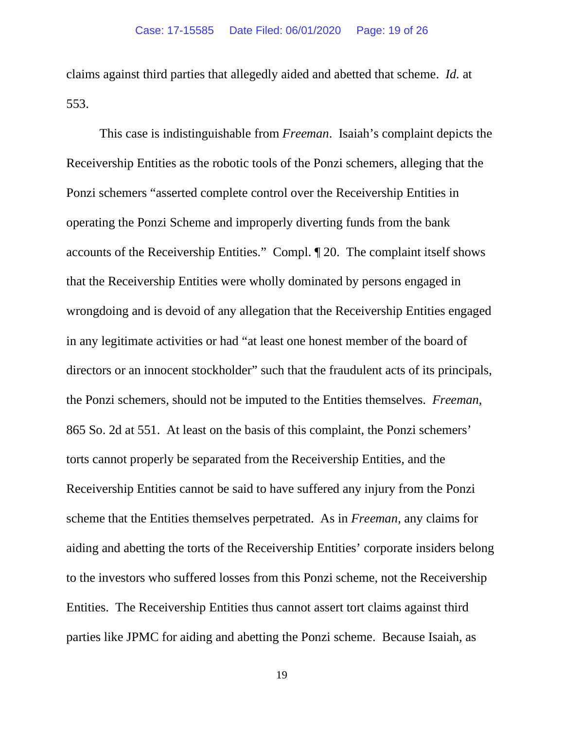claims against third parties that allegedly aided and abetted that scheme. *Id.* at 553.

This case is indistinguishable from *Freeman*. Isaiah's complaint depicts the Receivership Entities as the robotic tools of the Ponzi schemers, alleging that the Ponzi schemers "asserted complete control over the Receivership Entities in operating the Ponzi Scheme and improperly diverting funds from the bank accounts of the Receivership Entities." Compl. ¶ 20. The complaint itself shows that the Receivership Entities were wholly dominated by persons engaged in wrongdoing and is devoid of any allegation that the Receivership Entities engaged in any legitimate activities or had "at least one honest member of the board of directors or an innocent stockholder" such that the fraudulent acts of its principals, the Ponzi schemers, should not be imputed to the Entities themselves. *Freeman*, 865 So. 2d at 551. At least on the basis of this complaint, the Ponzi schemers' torts cannot properly be separated from the Receivership Entities, and the Receivership Entities cannot be said to have suffered any injury from the Ponzi scheme that the Entities themselves perpetrated. As in *Freeman*, any claims for aiding and abetting the torts of the Receivership Entities' corporate insiders belong to the investors who suffered losses from this Ponzi scheme, not the Receivership Entities. The Receivership Entities thus cannot assert tort claims against third parties like JPMC for aiding and abetting the Ponzi scheme. Because Isaiah, as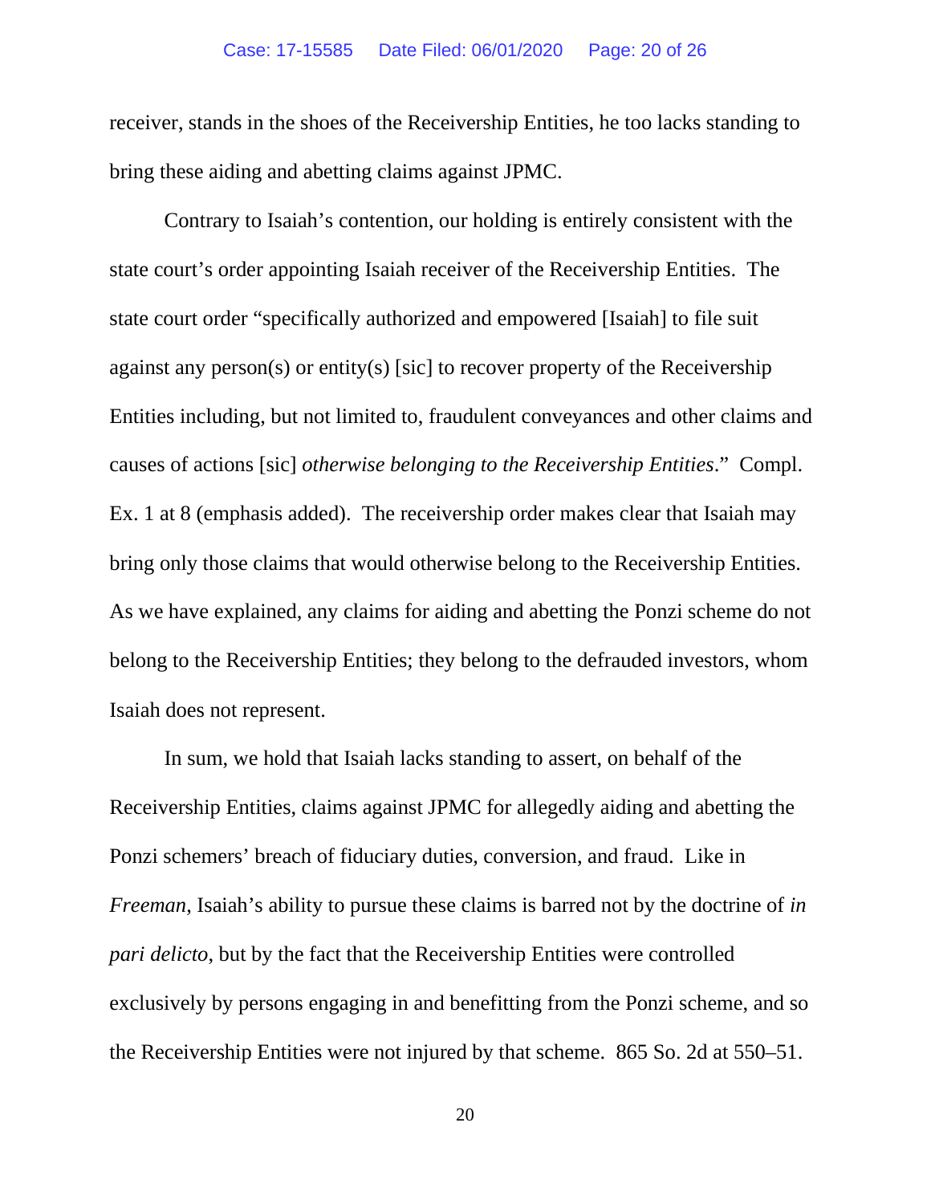receiver, stands in the shoes of the Receivership Entities, he too lacks standing to bring these aiding and abetting claims against JPMC.

Contrary to Isaiah's contention, our holding is entirely consistent with the state court's order appointing Isaiah receiver of the Receivership Entities. The state court order "specifically authorized and empowered [Isaiah] to file suit against any person(s) or entity(s) [sic] to recover property of the Receivership Entities including, but not limited to, fraudulent conveyances and other claims and causes of actions [sic] *otherwise belonging to the Receivership Entities*." Compl. Ex. 1 at 8 (emphasis added). The receivership order makes clear that Isaiah may bring only those claims that would otherwise belong to the Receivership Entities. As we have explained, any claims for aiding and abetting the Ponzi scheme do not belong to the Receivership Entities; they belong to the defrauded investors, whom Isaiah does not represent.

In sum, we hold that Isaiah lacks standing to assert, on behalf of the Receivership Entities, claims against JPMC for allegedly aiding and abetting the Ponzi schemers' breach of fiduciary duties, conversion, and fraud. Like in *Freeman*, Isaiah's ability to pursue these claims is barred not by the doctrine of *in pari delicto*, but by the fact that the Receivership Entities were controlled exclusively by persons engaging in and benefitting from the Ponzi scheme, and so the Receivership Entities were not injured by that scheme. 865 So. 2d at 550–51.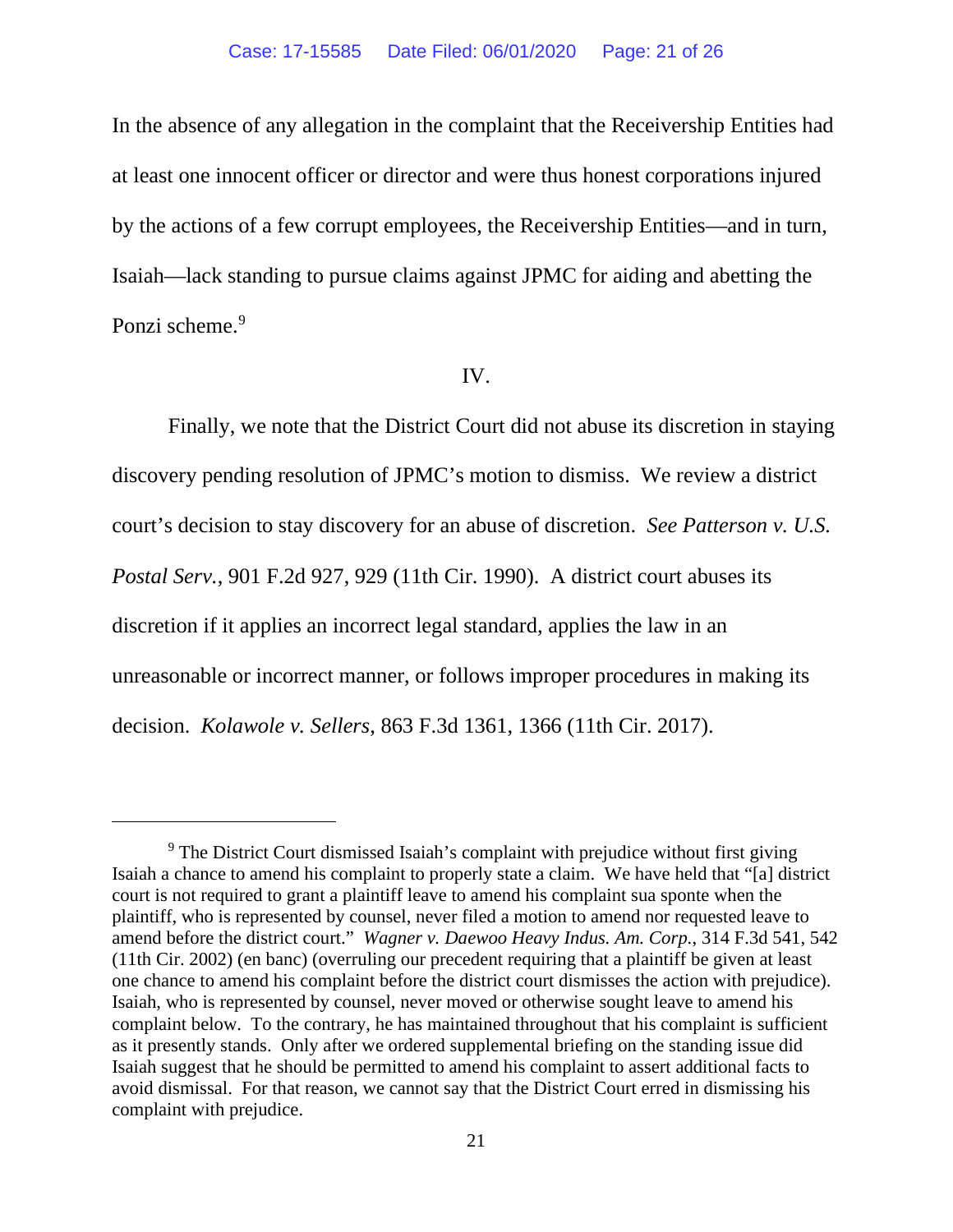In the absence of any allegation in the complaint that the Receivership Entities had at least one innocent officer or director and were thus honest corporations injured by the actions of a few corrupt employees, the Receivership Entities—and in turn, Isaiah—lack standing to pursue claims against JPMC for aiding and abetting the Ponzi scheme.[9]

IV.

Finally, we note that the District Court did not abuse its discretion in staying discovery pending resolution of JPMC's motion to dismiss. We review a district court's decision to stay discovery for an abuse of discretion. *See Patterson v. U.S. Postal Serv.*, 901 F.2d 927, 929 (11th Cir. 1990). A district court abuses its discretion if it applies an incorrect legal standard, applies the law in an unreasonable or incorrect manner, or follows improper procedures in making its decision. *Kolawole v. Sellers*, 863 F.3d 1361, 1366 (11th Cir. 2017).

---

[9] The District Court dismissed Isaiah's complaint with prejudice without first giving Isaiah a chance to amend his complaint to properly state a claim. We have held that "[a] district court is not required to grant a plaintiff leave to amend his complaint sua sponte when the plaintiff, who is represented by counsel, never filed a motion to amend nor requested leave to amend before the district court." *Wagner v. Daewoo Heavy Indus. Am. Corp.*, 314 F.3d 541, 542 (11th Cir. 2002) (en banc) (overruling our precedent requiring that a plaintiff be given at least one chance to amend his complaint before the district court dismisses the action with prejudice). Isaiah, who is represented by counsel, never moved or otherwise sought leave to amend his complaint below. To the contrary, he has maintained throughout that his complaint is sufficient as it presently stands. Only after we ordered supplemental briefing on the standing issue did Isaiah suggest that he should be permitted to amend his complaint to assert additional facts to avoid dismissal. For that reason, we cannot say that the District Court erred in dismissing his complaint with prejudice.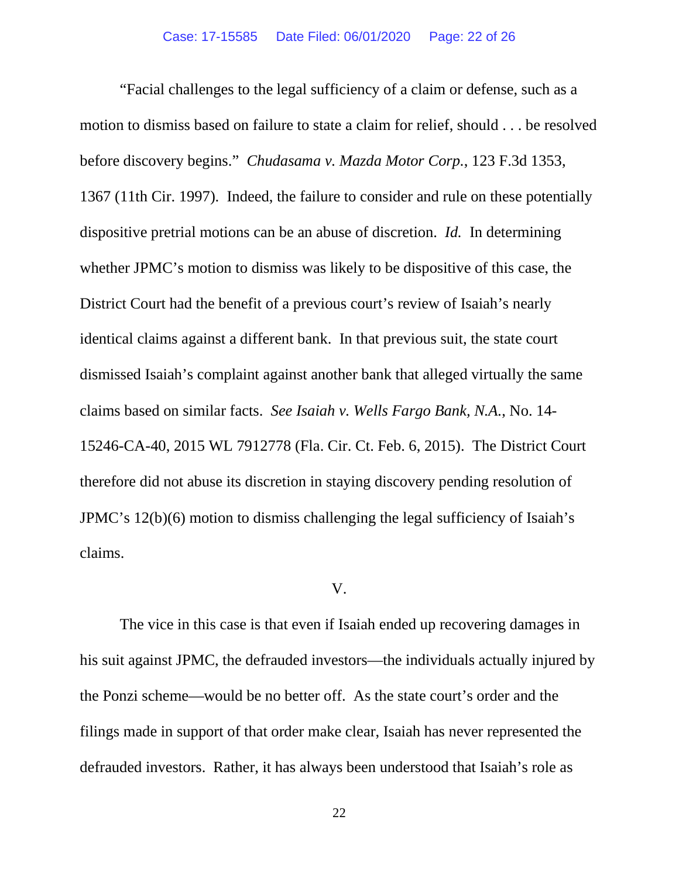"Facial challenges to the legal sufficiency of a claim or defense, such as a motion to dismiss based on failure to state a claim for relief, should . . . be resolved before discovery begins." *Chudasama v. Mazda Motor Corp.*, 123 F.3d 1353, 1367 (11th Cir. 1997). Indeed, the failure to consider and rule on these potentially dispositive pretrial motions can be an abuse of discretion. *Id.* In determining whether JPMC's motion to dismiss was likely to be dispositive of this case, the District Court had the benefit of a previous court's review of Isaiah's nearly identical claims against a different bank. In that previous suit, the state court dismissed Isaiah's complaint against another bank that alleged virtually the same claims based on similar facts. *See Isaiah v. Wells Fargo Bank, N.A.*, No. 14-15246-CA-40, 2015 WL 7912778 (Fla. Cir. Ct. Feb. 6, 2015). The District Court therefore did not abuse its discretion in staying discovery pending resolution of JPMC's 12(b)(6) motion to dismiss challenging the legal sufficiency of Isaiah's claims.

## V.

The vice in this case is that even if Isaiah ended up recovering damages in his suit against JPMC, the defrauded investors—the individuals actually injured by the Ponzi scheme—would be no better off. As the state court's order and the filings made in support of that order make clear, Isaiah has never represented the defrauded investors. Rather, it has always been understood that Isaiah's role as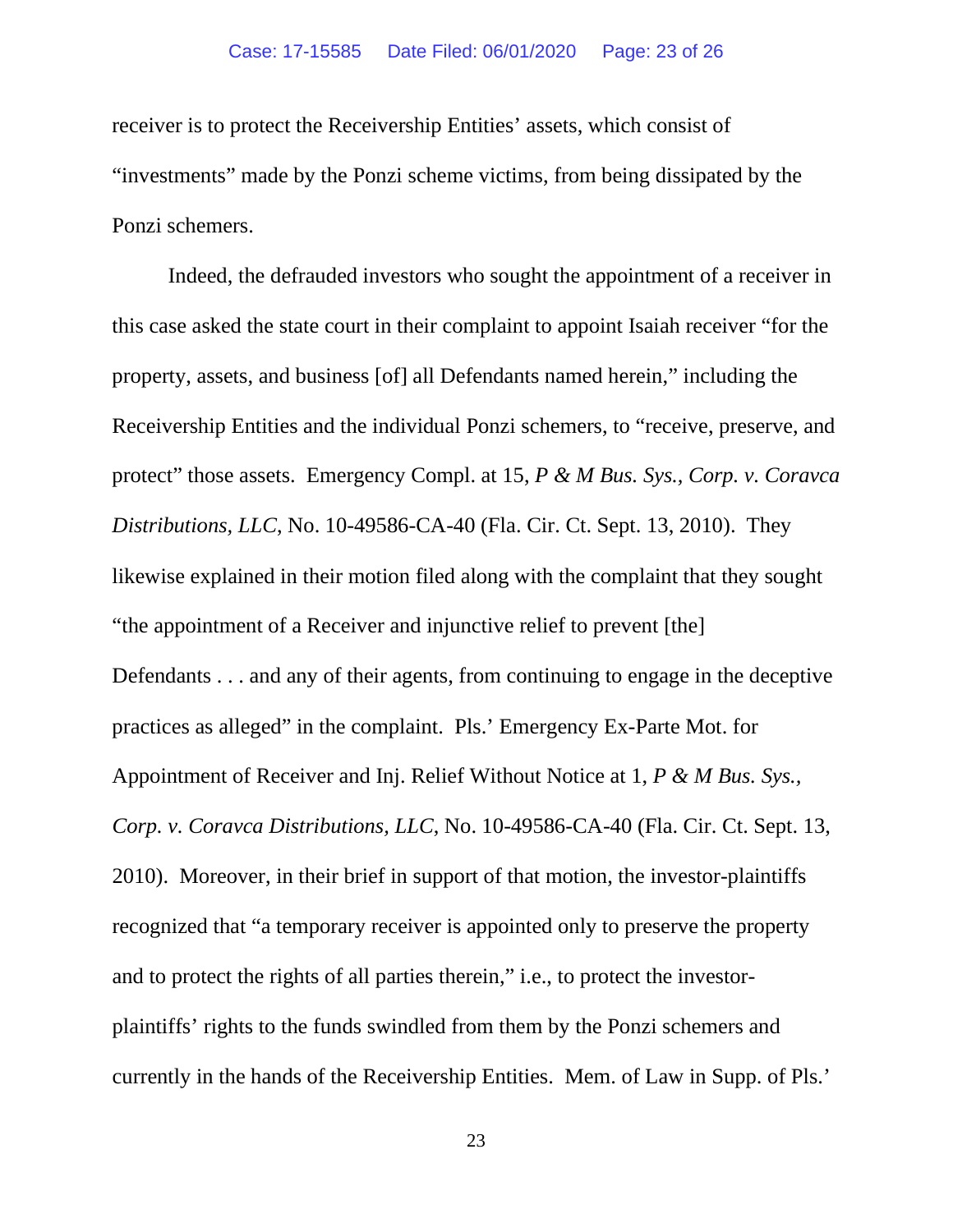receiver is to protect the Receivership Entities' assets, which consist of "investments" made by the Ponzi scheme victims, from being dissipated by the Ponzi schemers.

Indeed, the defrauded investors who sought the appointment of a receiver in this case asked the state court in their complaint to appoint Isaiah receiver "for the property, assets, and business [of] all Defendants named herein," including the Receivership Entities and the individual Ponzi schemers, to "receive, preserve, and protect" those assets. Emergency Compl. at 15, *P & M Bus. Sys., Corp. v. Coravca Distributions, LLC*, No. 10-49586-CA-40 (Fla. Cir. Ct. Sept. 13, 2010). They likewise explained in their motion filed along with the complaint that they sought "the appointment of a Receiver and injunctive relief to prevent [the] Defendants . . . and any of their agents, from continuing to engage in the deceptive practices as alleged" in the complaint. Pls.' Emergency Ex-Parte Mot. for Appointment of Receiver and Inj. Relief Without Notice at 1, *P & M Bus. Sys., Corp. v. Coravca Distributions, LLC*, No. 10-49586-CA-40 (Fla. Cir. Ct. Sept. 13, 2010). Moreover, in their brief in support of that motion, the investor-plaintiffs recognized that "a temporary receiver is appointed only to preserve the property and to protect the rights of all parties therein," i.e., to protect the investor-plaintiffs' rights to the funds swindled from them by the Ponzi schemers and currently in the hands of the Receivership Entities. Mem. of Law in Supp. of Pls.'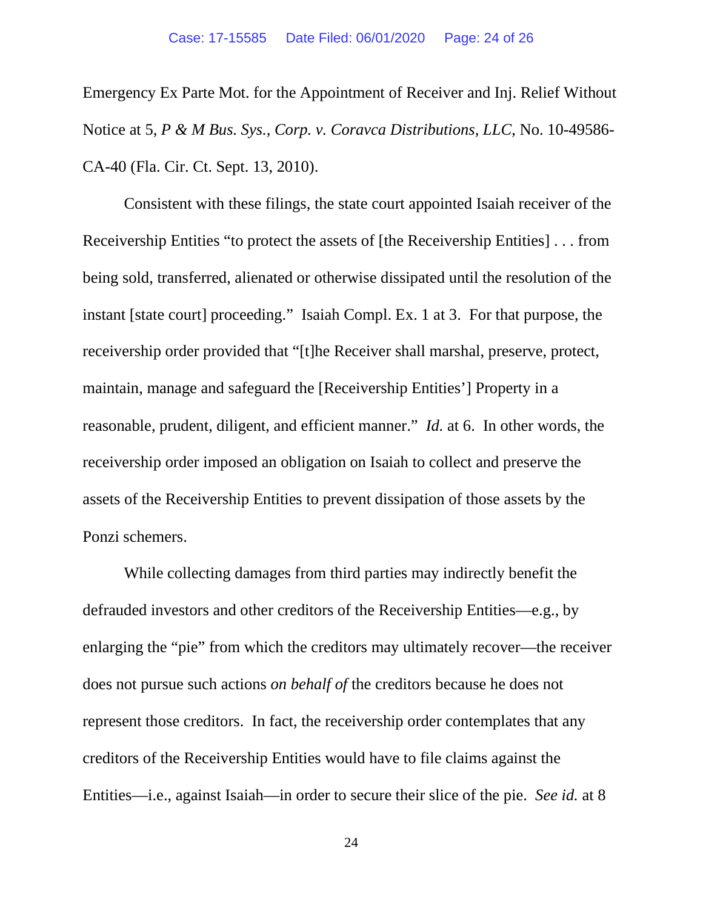Emergency Ex Parte Mot. for the Appointment of Receiver and Inj. Relief Without Notice at 5, *P & M Bus. Sys., Corp. v. Coravca Distributions, LLC*, No. 10-49586-CA-40 (Fla. Cir. Ct. Sept. 13, 2010).

Consistent with these filings, the state court appointed Isaiah receiver of the Receivership Entities "to protect the assets of [the Receivership Entities] . . . from being sold, transferred, alienated or otherwise dissipated until the resolution of the instant [state court] proceeding." Isaiah Compl. Ex. 1 at 3. For that purpose, the receivership order provided that "[t]he Receiver shall marshal, preserve, protect, maintain, manage and safeguard the [Receivership Entities'] Property in a reasonable, prudent, diligent, and efficient manner." *Id.* at 6. In other words, the receivership order imposed an obligation on Isaiah to collect and preserve the assets of the Receivership Entities to prevent dissipation of those assets by the Ponzi schemers.

While collecting damages from third parties may indirectly benefit the defrauded investors and other creditors of the Receivership Entities—e.g., by enlarging the "pie" from which the creditors may ultimately recover—the receiver does not pursue such actions *on behalf of* the creditors because he does not represent those creditors. In fact, the receivership order contemplates that any creditors of the Receivership Entities would have to file claims against the Entities—i.e., against Isaiah—in order to secure their slice of the pie. *See id.* at 8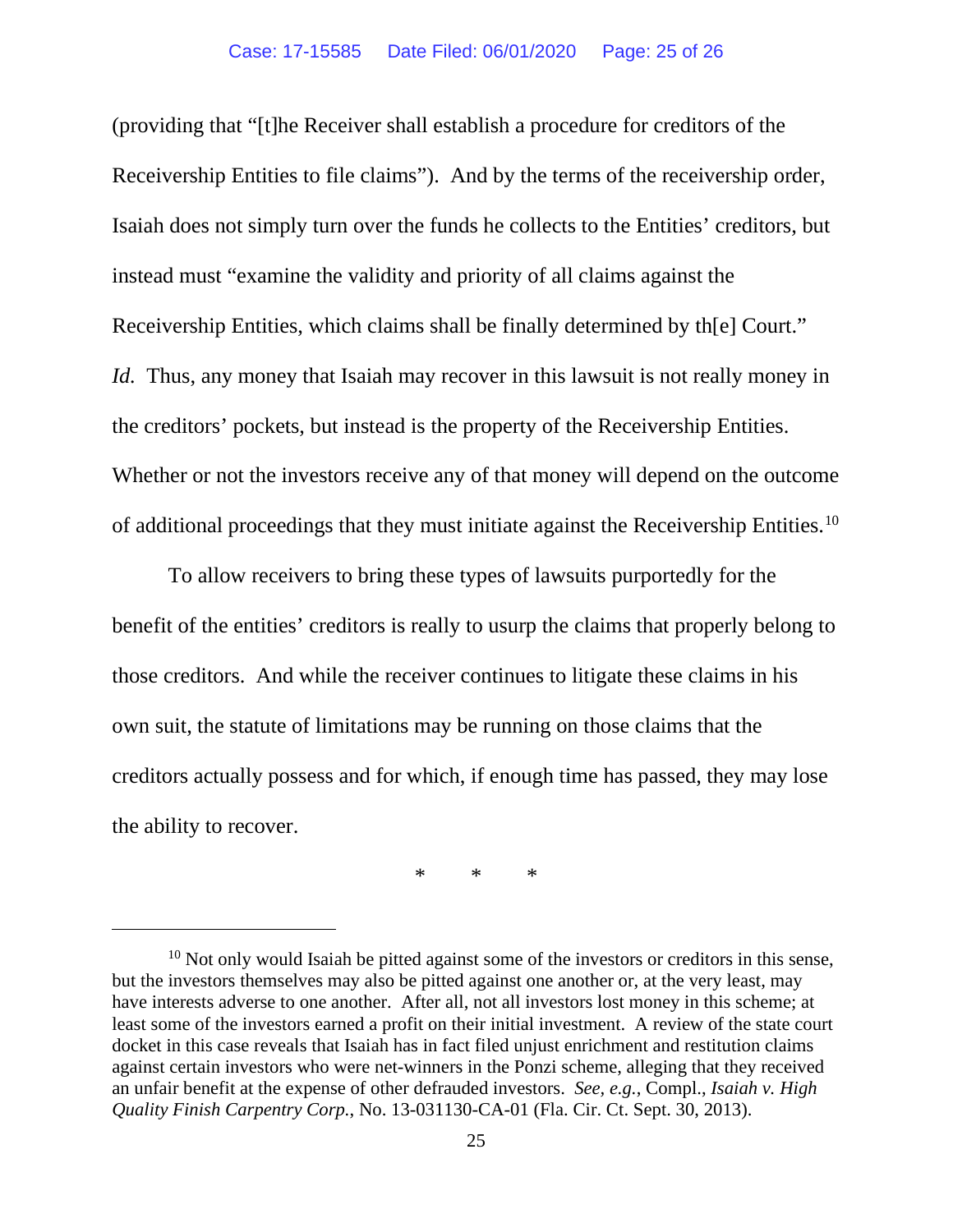(providing that "[t]he Receiver shall establish a procedure for creditors of the Receivership Entities to file claims"). And by the terms of the receivership order, Isaiah does not simply turn over the funds he collects to the Entities' creditors, but instead must "examine the validity and priority of all claims against the Receivership Entities, which claims shall be finally determined by th[e] Court." *Id.* Thus, any money that Isaiah may recover in this lawsuit is not really money in the creditors' pockets, but instead is the property of the Receivership Entities. Whether or not the investors receive any of that money will depend on the outcome of additional proceedings that they must initiate against the Receivership Entities.[10]

To allow receivers to bring these types of lawsuits purportedly for the benefit of the entities' creditors is really to usurp the claims that properly belong to those creditors. And while the receiver continues to litigate these claims in his own suit, the statute of limitations may be running on those claims that the creditors actually possess and for which, if enough time has passed, they may lose the ability to recover.

\* \* \*

---

[10] Not only would Isaiah be pitted against some of the investors or creditors in this sense, but the investors themselves may also be pitted against one another or, at the very least, may have interests adverse to one another. After all, not all investors lost money in this scheme; at least some of the investors earned a profit on their initial investment. A review of the state court docket in this case reveals that Isaiah has in fact filed unjust enrichment and restitution claims against certain investors who were net-winners in the Ponzi scheme, alleging that they received an unfair benefit at the expense of other defrauded investors. *See, e.g.*, Compl., *Isaiah v. High Quality Finish Carpentry Corp.*, No. 13-031130-CA-01 (Fla. Cir. Ct. Sept. 30, 2013).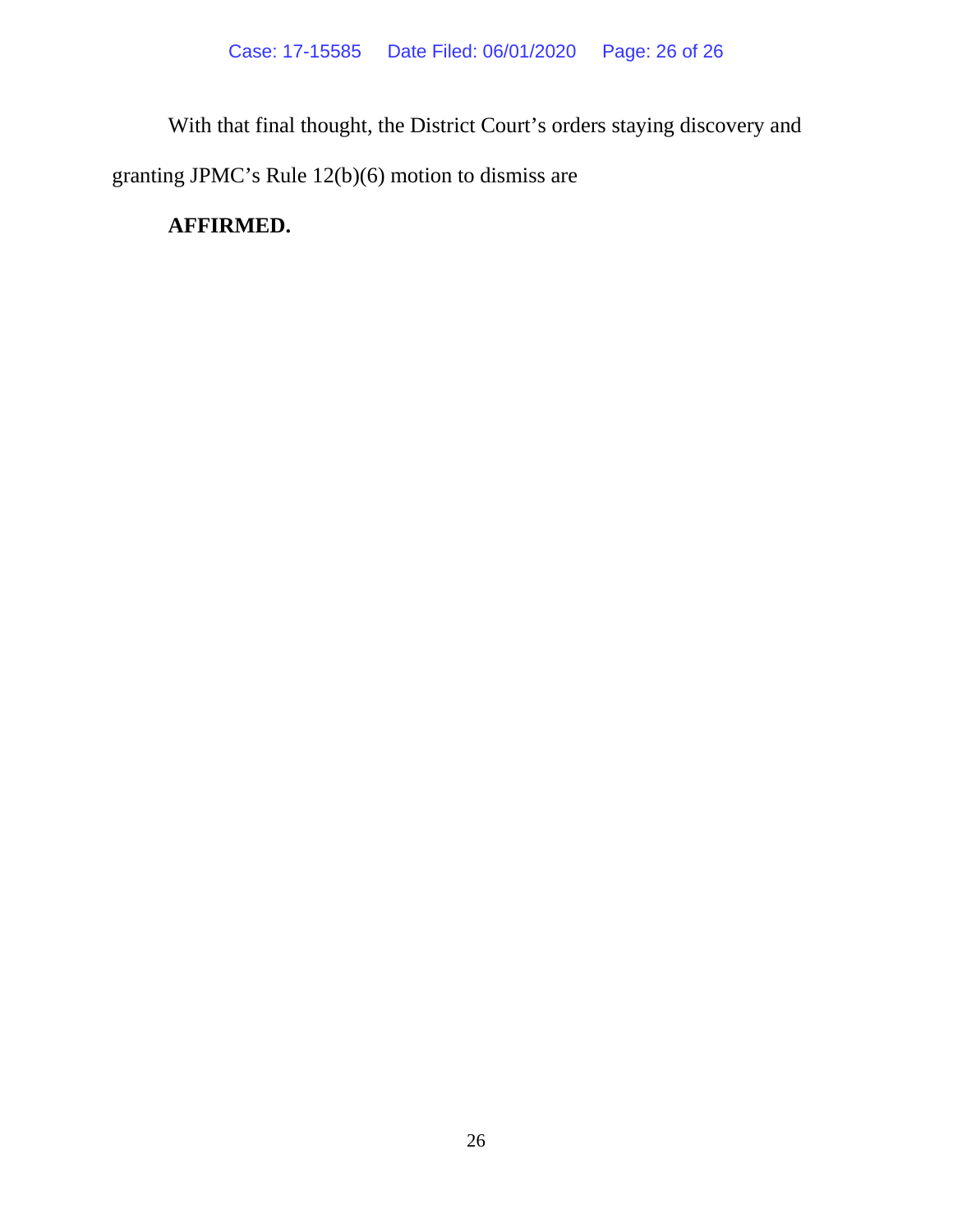With that final thought, the District Court's orders staying discovery and granting JPMC's Rule 12(b)(6) motion to dismiss are

**AFFIRMED.**